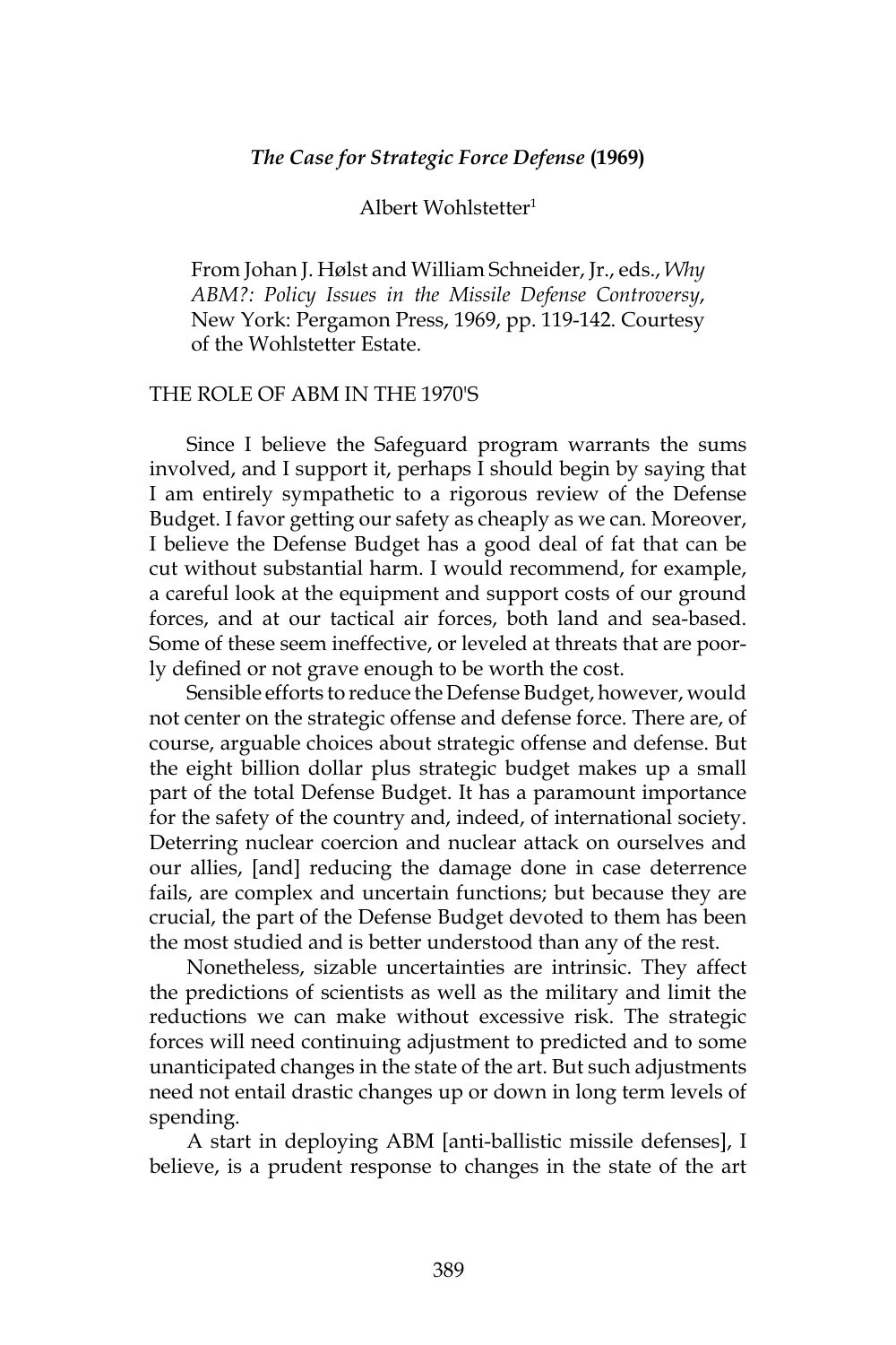# *The Case for Strategic Force Defense* (1969)

Albert Wohlstetter[1]

> From Johan J. Hølst and William Schneider, Jr., eds., *Why ABM?: Policy Issues in the Missile Defense Controversy*, New York: Pergamon Press, 1969, pp. 119-142. Courtesy of the Wohlstetter Estate.

## THE ROLE OF ABM IN THE 1970'S

Since I believe the Safeguard program warrants the sums involved, and I support it, perhaps I should begin by saying that I am entirely sympathetic to a rigorous review of the Defense Budget. I favor getting our safety as cheaply as we can. Moreover, I believe the Defense Budget has a good deal of fat that can be cut without substantial harm. I would recommend, for example, a careful look at the equipment and support costs of our ground forces, and at our tactical air forces, both land and sea-based. Some of these seem ineffective, or leveled at threats that are poorly defined or not grave enough to be worth the cost.

Sensible efforts to reduce the Defense Budget, however, would not center on the strategic offense and defense force. There are, of course, arguable choices about strategic offense and defense. But the eight billion dollar plus strategic budget makes up a small part of the total Defense Budget. It has a paramount importance for the safety of the country and, indeed, of international society. Deterring nuclear coercion and nuclear attack on ourselves and our allies, [and] reducing the damage done in case deterrence fails, are complex and uncertain functions; but because they are crucial, the part of the Defense Budget devoted to them has been the most studied and is better understood than any of the rest.

Nonetheless, sizable uncertainties are intrinsic. They affect the predictions of scientists as well as the military and limit the reductions we can make without excessive risk. The strategic forces will need continuing adjustment to predicted and to some unanticipated changes in the state of the art. But such adjustments need not entail drastic changes up or down in long term levels of spending.

A start in deploying ABM [anti-ballistic missile defenses], I believe, is a prudent response to changes in the state of the art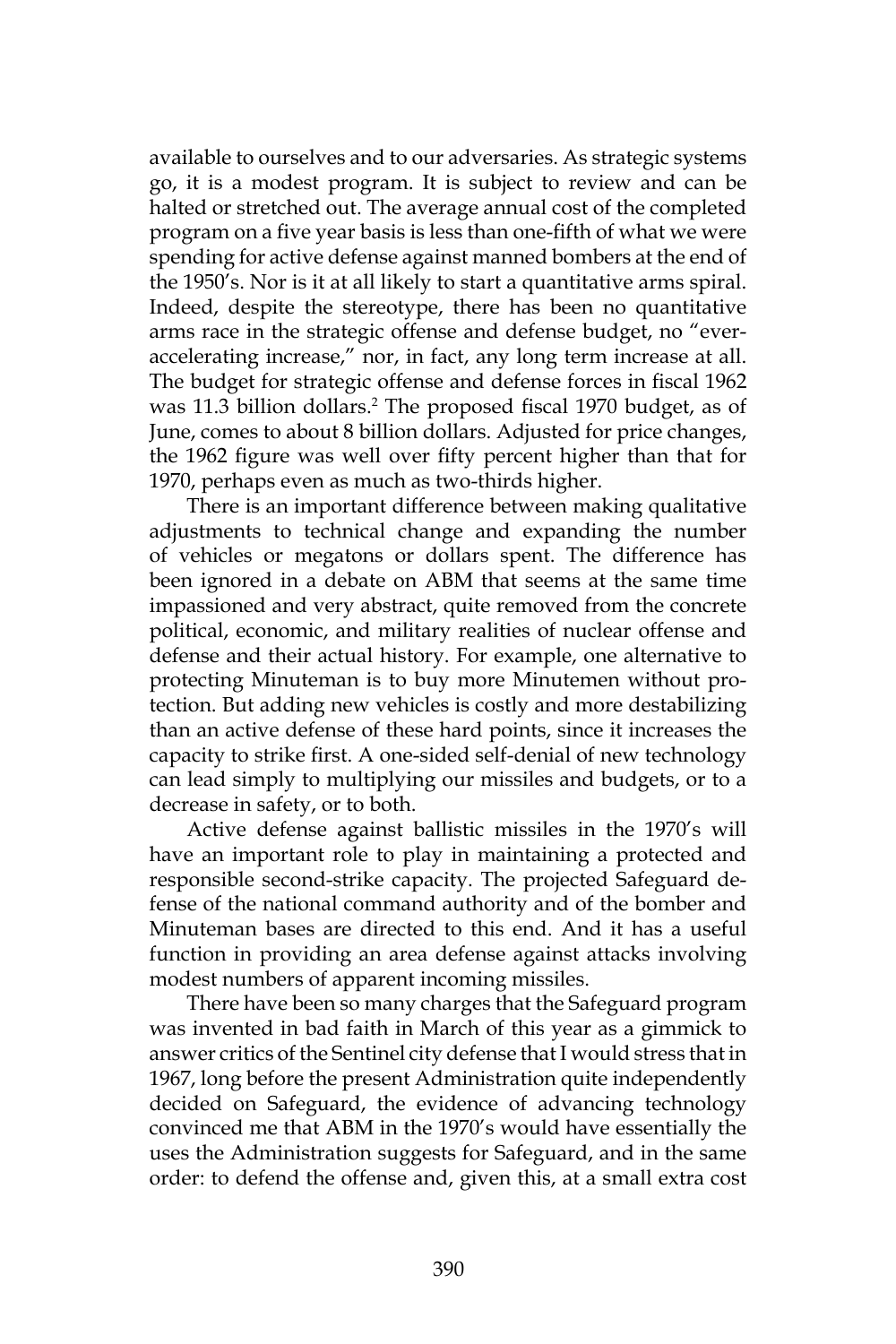available to ourselves and to our adversaries. As strategic systems go, it is a modest program. It is subject to review and can be halted or stretched out. The average annual cost of the completed program on a five year basis is less than one-fifth of what we were spending for active defense against manned bombers at the end of the 1950's. Nor is it at all likely to start a quantitative arms spiral. Indeed, despite the stereotype, there has been no quantitative arms race in the strategic offense and defense budget, no "ever-accelerating increase," nor, in fact, any long term increase at all. The budget for strategic offense and defense forces in fiscal 1962 was 11.3 billion dollars.[2] The proposed fiscal 1970 budget, as of June, comes to about 8 billion dollars. Adjusted for price changes, the 1962 figure was well over fifty percent higher than that for 1970, perhaps even as much as two-thirds higher.

There is an important difference between making qualitative adjustments to technical change and expanding the number of vehicles or megatons or dollars spent. The difference has been ignored in a debate on ABM that seems at the same time impassioned and very abstract, quite removed from the concrete political, economic, and military realities of nuclear offense and defense and their actual history. For example, one alternative to protecting Minuteman is to buy more Minutemen without protection. But adding new vehicles is costly and more destabilizing than an active defense of these hard points, since it increases the capacity to strike first. A one-sided self-denial of new technology can lead simply to multiplying our missiles and budgets, or to a decrease in safety, or to both.

Active defense against ballistic missiles in the 1970's will have an important role to play in maintaining a protected and responsible second-strike capacity. The projected Safeguard defense of the national command authority and of the bomber and Minuteman bases are directed to this end. And it has a useful function in providing an area defense against attacks involving modest numbers of apparent incoming missiles.

There have been so many charges that the Safeguard program was invented in bad faith in March of this year as a gimmick to answer critics of the Sentinel city defense that I would stress that in 1967, long before the present Administration quite independently decided on Safeguard, the evidence of advancing technology convinced me that ABM in the 1970's would have essentially the uses the Administration suggests for Safeguard, and in the same order: to defend the offense and, given this, at a small extra cost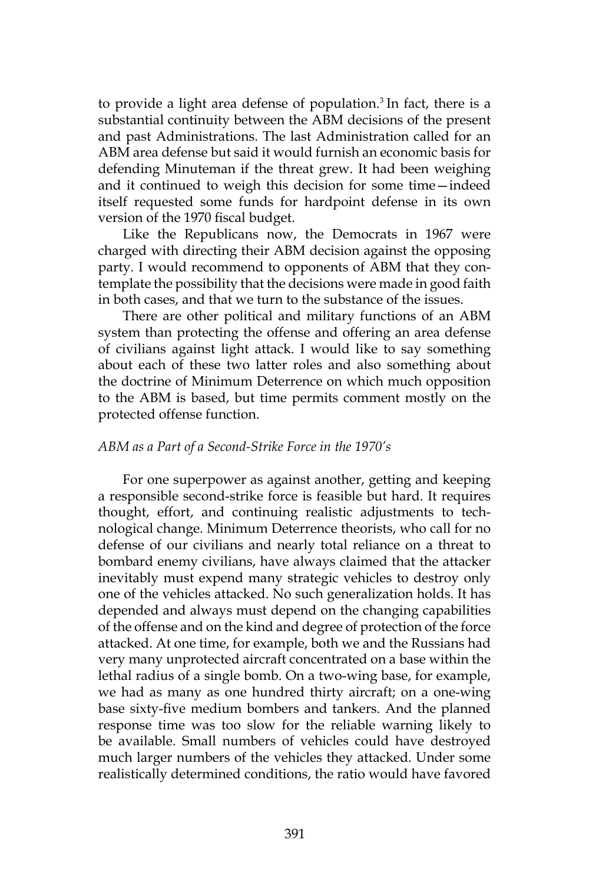to provide a light area defense of population.[3] In fact, there is a substantial continuity between the ABM decisions of the present and past Administrations. The last Administration called for an ABM area defense but said it would furnish an economic basis for defending Minuteman if the threat grew. It had been weighing and it continued to weigh this decision for some time—indeed itself requested some funds for hardpoint defense in its own version of the 1970 fiscal budget.

Like the Republicans now, the Democrats in 1967 were charged with directing their ABM decision against the opposing party. I would recommend to opponents of ABM that they contemplate the possibility that the decisions were made in good faith in both cases, and that we turn to the substance of the issues.

There are other political and military functions of an ABM system than protecting the offense and offering an area defense of civilians against light attack. I would like to say something about each of these two latter roles and also something about the doctrine of Minimum Deterrence on which much opposition to the ABM is based, but time permits comment mostly on the protected offense function.

*ABM as a Part of a Second-Strike Force in the 1970's*

For one superpower as against another, getting and keeping a responsible second-strike force is feasible but hard. It requires thought, effort, and continuing realistic adjustments to technological change. Minimum Deterrence theorists, who call for no defense of our civilians and nearly total reliance on a threat to bombard enemy civilians, have always claimed that the attacker inevitably must expend many strategic vehicles to destroy only one of the vehicles attacked. No such generalization holds. It has depended and always must depend on the changing capabilities of the offense and on the kind and degree of protection of the force attacked. At one time, for example, both we and the Russians had very many unprotected aircraft concentrated on a base within the lethal radius of a single bomb. On a two-wing base, for example, we had as many as one hundred thirty aircraft; on a one-wing base sixty-five medium bombers and tankers. And the planned response time was too slow for the reliable warning likely to be available. Small numbers of vehicles could have destroyed much larger numbers of the vehicles they attacked. Under some realistically determined conditions, the ratio would have favored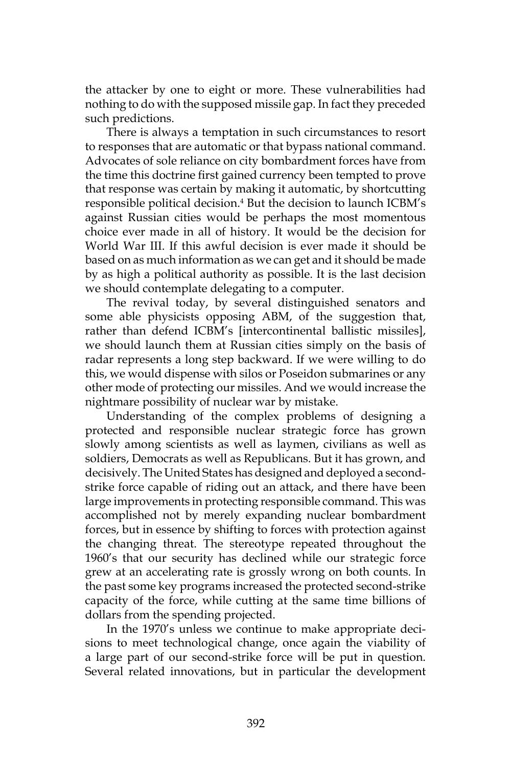the attacker by one to eight or more. These vulnerabilities had nothing to do with the supposed missile gap. In fact they preceded such predictions.

There is always a temptation in such circumstances to resort to responses that are automatic or that bypass national command. Advocates of sole reliance on city bombardment forces have from the time this doctrine first gained currency been tempted to prove that response was certain by making it automatic, by shortcutting responsible political decision.[4] But the decision to launch ICBM's against Russian cities would be perhaps the most momentous choice ever made in all of history. It would be the decision for World War III. If this awful decision is ever made it should be based on as much information as we can get and it should be made by as high a political authority as possible. It is the last decision we should contemplate delegating to a computer.

The revival today, by several distinguished senators and some able physicists opposing ABM, of the suggestion that, rather than defend ICBM's [intercontinental ballistic missiles], we should launch them at Russian cities simply on the basis of radar represents a long step backward. If we were willing to do this, we would dispense with silos or Poseidon submarines or any other mode of protecting our missiles. And we would increase the nightmare possibility of nuclear war by mistake.

Understanding of the complex problems of designing a protected and responsible nuclear strategic force has grown slowly among scientists as well as laymen, civilians as well as soldiers, Democrats as well as Republicans. But it has grown, and decisively. The United States has designed and deployed a second-strike force capable of riding out an attack, and there have been large improvements in protecting responsible command. This was accomplished not by merely expanding nuclear bombardment forces, but in essence by shifting to forces with protection against the changing threat. The stereotype repeated throughout the 1960's that our security has declined while our strategic force grew at an accelerating rate is grossly wrong on both counts. In the past some key programs increased the protected second-strike capacity of the force, while cutting at the same time billions of dollars from the spending projected.

In the 1970's unless we continue to make appropriate decisions to meet technological change, once again the viability of a large part of our second-strike force will be put in question. Several related innovations, but in particular the development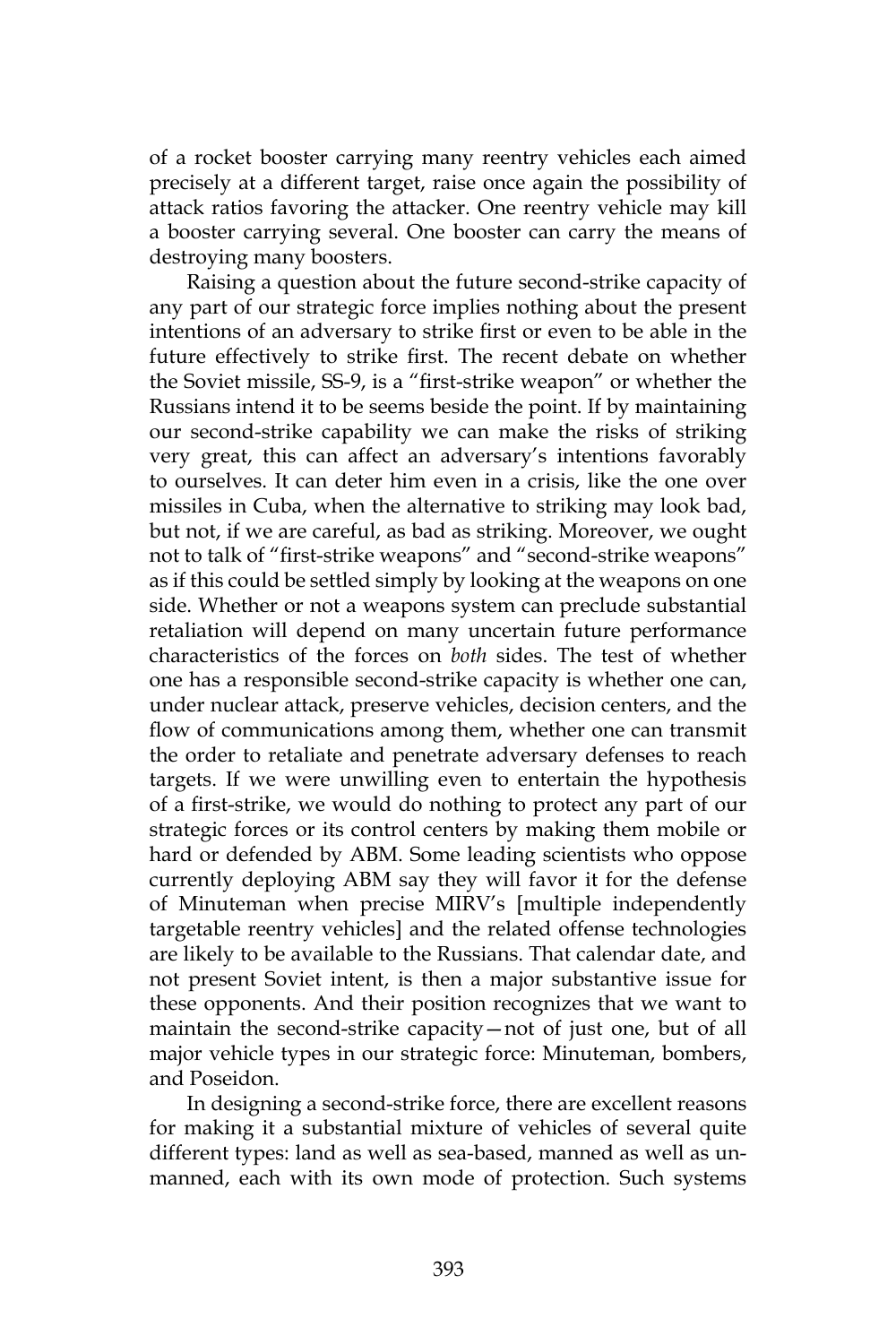of a rocket booster carrying many reentry vehicles each aimed precisely at a different target, raise once again the possibility of attack ratios favoring the attacker. One reentry vehicle may kill a booster carrying several. One booster can carry the means of destroying many boosters.

Raising a question about the future second-strike capacity of any part of our strategic force implies nothing about the present intentions of an adversary to strike first or even to be able in the future effectively to strike first. The recent debate on whether the Soviet missile, SS-9, is a "first-strike weapon" or whether the Russians intend it to be seems beside the point. If by maintaining our second-strike capability we can make the risks of striking very great, this can affect an adversary's intentions favorably to ourselves. It can deter him even in a crisis, like the one over missiles in Cuba, when the alternative to striking may look bad, but not, if we are careful, as bad as striking. Moreover, we ought not to talk of "first-strike weapons" and "second-strike weapons" as if this could be settled simply by looking at the weapons on one side. Whether or not a weapons system can preclude substantial retaliation will depend on many uncertain future performance characteristics of the forces on *both* sides. The test of whether one has a responsible second-strike capacity is whether one can, under nuclear attack, preserve vehicles, decision centers, and the flow of communications among them, whether one can transmit the order to retaliate and penetrate adversary defenses to reach targets. If we were unwilling even to entertain the hypothesis of a first-strike, we would do nothing to protect any part of our strategic forces or its control centers by making them mobile or hard or defended by ABM. Some leading scientists who oppose currently deploying ABM say they will favor it for the defense of Minuteman when precise MIRV's [multiple independently targetable reentry vehicles] and the related offense technologies are likely to be available to the Russians. That calendar date, and not present Soviet intent, is then a major substantive issue for these opponents. And their position recognizes that we want to maintain the second-strike capacity—not of just one, but of all major vehicle types in our strategic force: Minuteman, bombers, and Poseidon.

In designing a second-strike force, there are excellent reasons for making it a substantial mixture of vehicles of several quite different types: land as well as sea-based, manned as well as unmanned, each with its own mode of protection. Such systems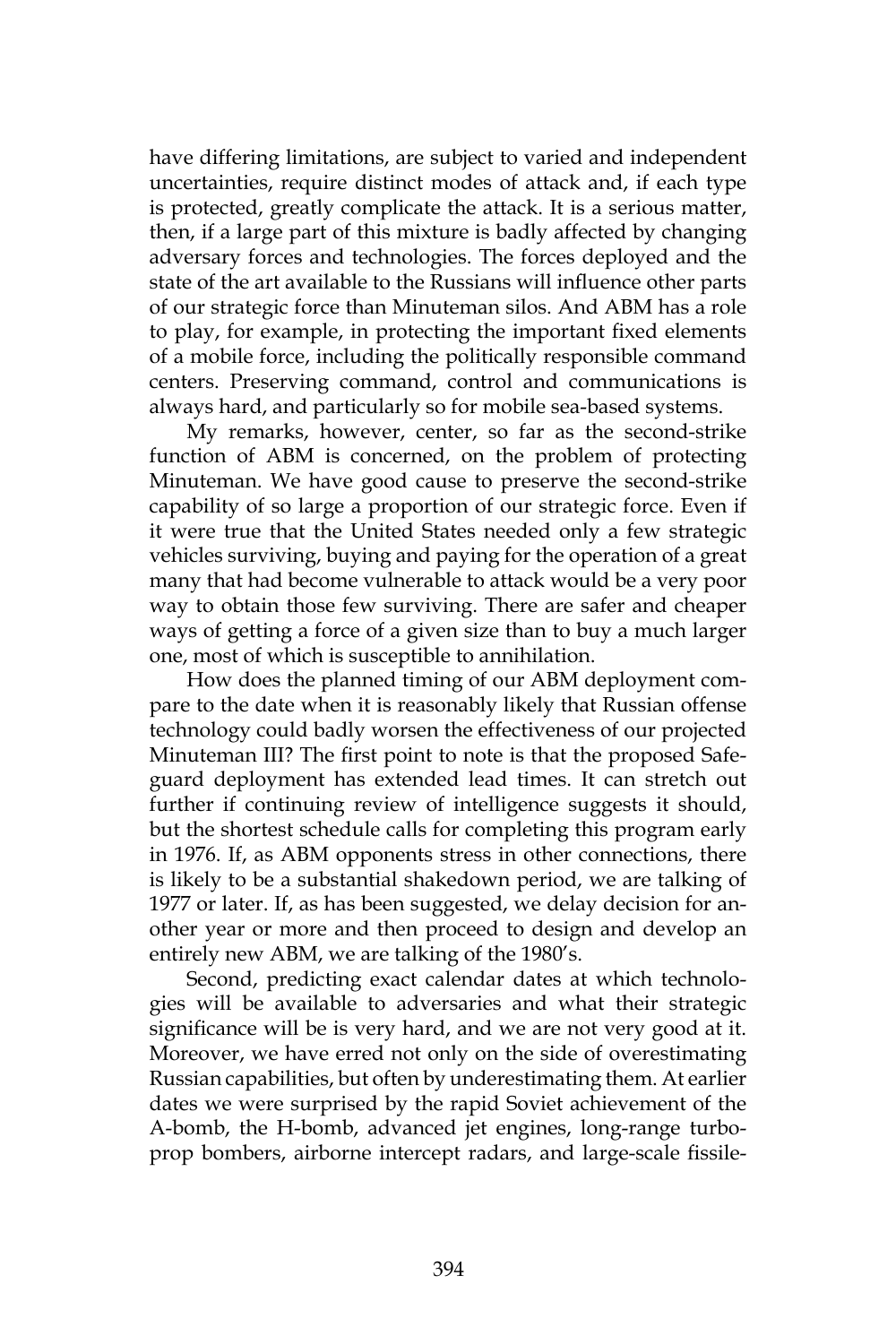have differing limitations, are subject to varied and independent uncertainties, require distinct modes of attack and, if each type is protected, greatly complicate the attack. It is a serious matter, then, if a large part of this mixture is badly affected by changing adversary forces and technologies. The forces deployed and the state of the art available to the Russians will influence other parts of our strategic force than Minuteman silos. And ABM has a role to play, for example, in protecting the important fixed elements of a mobile force, including the politically responsible command centers. Preserving command, control and communications is always hard, and particularly so for mobile sea-based systems.

My remarks, however, center, so far as the second-strike function of ABM is concerned, on the problem of protecting Minuteman. We have good cause to preserve the second-strike capability of so large a proportion of our strategic force. Even if it were true that the United States needed only a few strategic vehicles surviving, buying and paying for the operation of a great many that had become vulnerable to attack would be a very poor way to obtain those few surviving. There are safer and cheaper ways of getting a force of a given size than to buy a much larger one, most of which is susceptible to annihilation.

How does the planned timing of our ABM deployment compare to the date when it is reasonably likely that Russian offense technology could badly worsen the effectiveness of our projected Minuteman III? The first point to note is that the proposed Safeguard deployment has extended lead times. It can stretch out further if continuing review of intelligence suggests it should, but the shortest schedule calls for completing this program early in 1976. If, as ABM opponents stress in other connections, there is likely to be a substantial shakedown period, we are talking of 1977 or later. If, as has been suggested, we delay decision for another year or more and then proceed to design and develop an entirely new ABM, we are talking of the 1980's.

Second, predicting exact calendar dates at which technologies will be available to adversaries and what their strategic significance will be is very hard, and we are not very good at it. Moreover, we have erred not only on the side of overestimating Russian capabilities, but often by underestimating them. At earlier dates we were surprised by the rapid Soviet achievement of the A-bomb, the H-bomb, advanced jet engines, long-range turbo-prop bombers, airborne intercept radars, and large-scale fissile-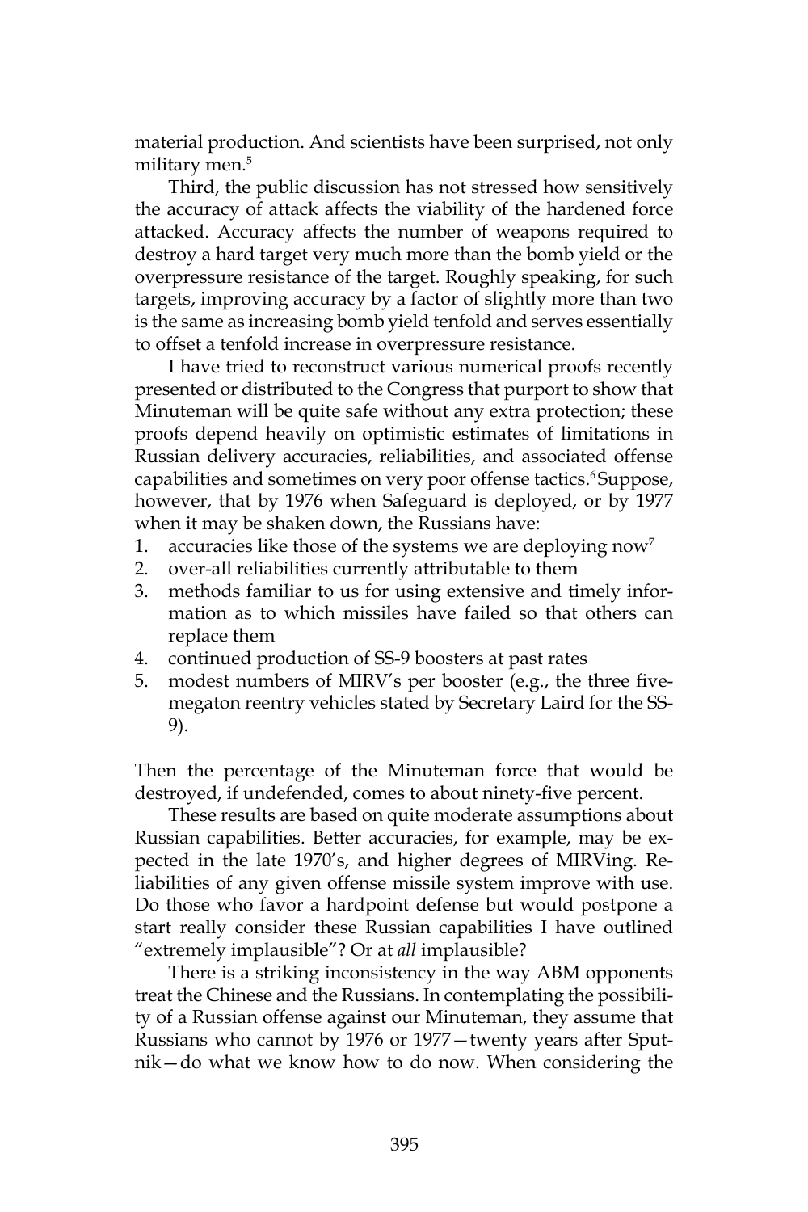material production. And scientists have been surprised, not only military men.[5]

Third, the public discussion has not stressed how sensitively the accuracy of attack affects the viability of the hardened force attacked. Accuracy affects the number of weapons required to destroy a hard target very much more than the bomb yield or the overpressure resistance of the target. Roughly speaking, for such targets, improving accuracy by a factor of slightly more than two is the same as increasing bomb yield tenfold and serves essentially to offset a tenfold increase in overpressure resistance.

I have tried to reconstruct various numerical proofs recently presented or distributed to the Congress that purport to show that Minuteman will be quite safe without any extra protection; these proofs depend heavily on optimistic estimates of limitations in Russian delivery accuracies, reliabilities, and associated offense capabilities and sometimes on very poor offense tactics.[6] Suppose, however, that by 1976 when Safeguard is deployed, or by 1977 when it may be shaken down, the Russians have:

1. accuracies like those of the systems we are deploying now[7]
2. over-all reliabilities currently attributable to them
3. methods familiar to us for using extensive and timely information as to which missiles have failed so that others can replace them
4. continued production of SS-9 boosters at past rates
5. modest numbers of MIRV's per booster (e.g., the three five-megaton reentry vehicles stated by Secretary Laird for the SS-9).

Then the percentage of the Minuteman force that would be destroyed, if undefended, comes to about ninety-five percent.

These results are based on quite moderate assumptions about Russian capabilities. Better accuracies, for example, may be expected in the late 1970's, and higher degrees of MIRVing. Reliabilities of any given offense missile system improve with use. Do those who favor a hardpoint defense but would postpone a start really consider these Russian capabilities I have outlined "extremely implausible"? Or at *all* implausible?

There is a striking inconsistency in the way ABM opponents treat the Chinese and the Russians. In contemplating the possibility of a Russian offense against our Minuteman, they assume that Russians who cannot by 1976 or 1977—twenty years after Sputnik—do what we know how to do now. When considering the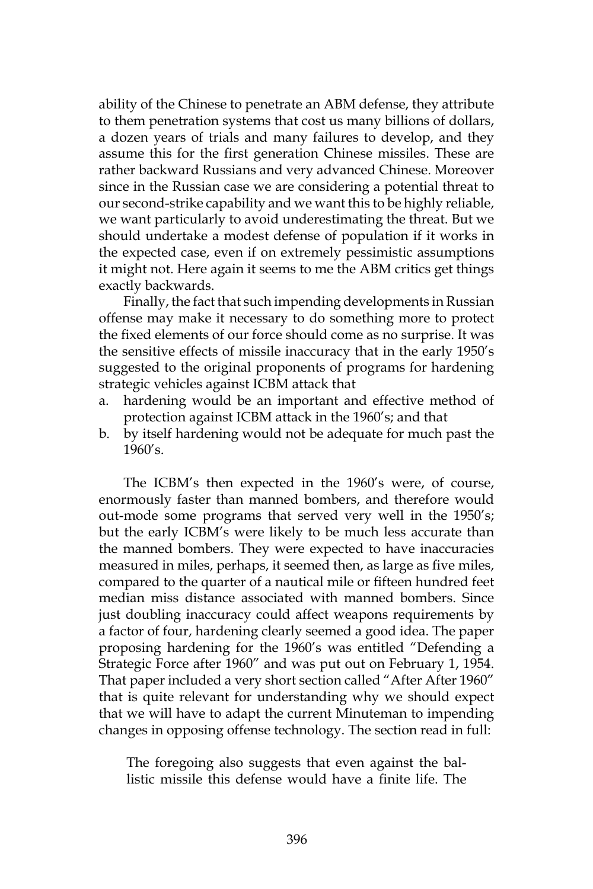ability of the Chinese to penetrate an ABM defense, they attribute to them penetration systems that cost us many billions of dollars, a dozen years of trials and many failures to develop, and they assume this for the first generation Chinese missiles. These are rather backward Russians and very advanced Chinese. Moreover since in the Russian case we are considering a potential threat to our second-strike capability and we want this to be highly reliable, we want particularly to avoid underestimating the threat. But we should undertake a modest defense of population if it works in the expected case, even if on extremely pessimistic assumptions it might not. Here again it seems to me the ABM critics get things exactly backwards.

Finally, the fact that such impending developments in Russian offense may make it necessary to do something more to protect the fixed elements of our force should come as no surprise. It was the sensitive effects of missile inaccuracy that in the early 1950's suggested to the original proponents of programs for hardening strategic vehicles against ICBM attack that

a. hardening would be an important and effective method of protection against ICBM attack in the 1960's; and that
b. by itself hardening would not be adequate for much past the 1960's.

The ICBM's then expected in the 1960's were, of course, enormously faster than manned bombers, and therefore would out-mode some programs that served very well in the 1950's; but the early ICBM's were likely to be much less accurate than the manned bombers. They were expected to have inaccuracies measured in miles, perhaps, it seemed then, as large as five miles, compared to the quarter of a nautical mile or fifteen hundred feet median miss distance associated with manned bombers. Since just doubling inaccuracy could affect weapons requirements by a factor of four, hardening clearly seemed a good idea. The paper proposing hardening for the 1960's was entitled "Defending a Strategic Force after 1960" and was put out on February 1, 1954. That paper included a very short section called "After After 1960" that is quite relevant for understanding why we should expect that we will have to adapt the current Minuteman to impending changes in opposing offense technology. The section read in full:

> The foregoing also suggests that even against the ballistic missile this defense would have a finite life. The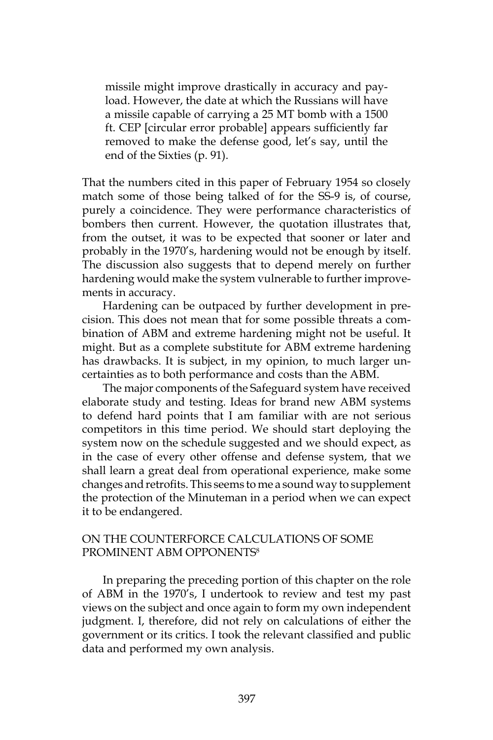> missile might improve drastically in accuracy and payload. However, the date at which the Russians will have a missile capable of carrying a 25 MT bomb with a 1500 ft. CEP [circular error probable] appears sufficiently far removed to make the defense good, let's say, until the end of the Sixties (p. 91).

That the numbers cited in this paper of February 1954 so closely match some of those being talked of for the SS-9 is, of course, purely a coincidence. They were performance characteristics of bombers then current. However, the quotation illustrates that, from the outset, it was to be expected that sooner or later and probably in the 1970's, hardening would not be enough by itself. The discussion also suggests that to depend merely on further hardening would make the system vulnerable to further improvements in accuracy.

Hardening can be outpaced by further development in precision. This does not mean that for some possible threats a combination of ABM and extreme hardening might not be useful. It might. But as a complete substitute for ABM extreme hardening has drawbacks. It is subject, in my opinion, to much larger uncertainties as to both performance and costs than the ABM.

The major components of the Safeguard system have received elaborate study and testing. Ideas for brand new ABM systems to defend hard points that I am familiar with are not serious competitors in this time period. We should start deploying the system now on the schedule suggested and we should expect, as in the case of every other offense and defense system, that we shall learn a great deal from operational experience, make some changes and retrofits. This seems to me a sound way to supplement the protection of the Minuteman in a period when we can expect it to be endangered.

## ON THE COUNTERFORCE CALCULATIONS OF SOME PROMINENT ABM OPPONENTS[8]

In preparing the preceding portion of this chapter on the role of ABM in the 1970's, I undertook to review and test my past views on the subject and once again to form my own independent judgment. I, therefore, did not rely on calculations of either the government or its critics. I took the relevant classified and public data and performed my own analysis.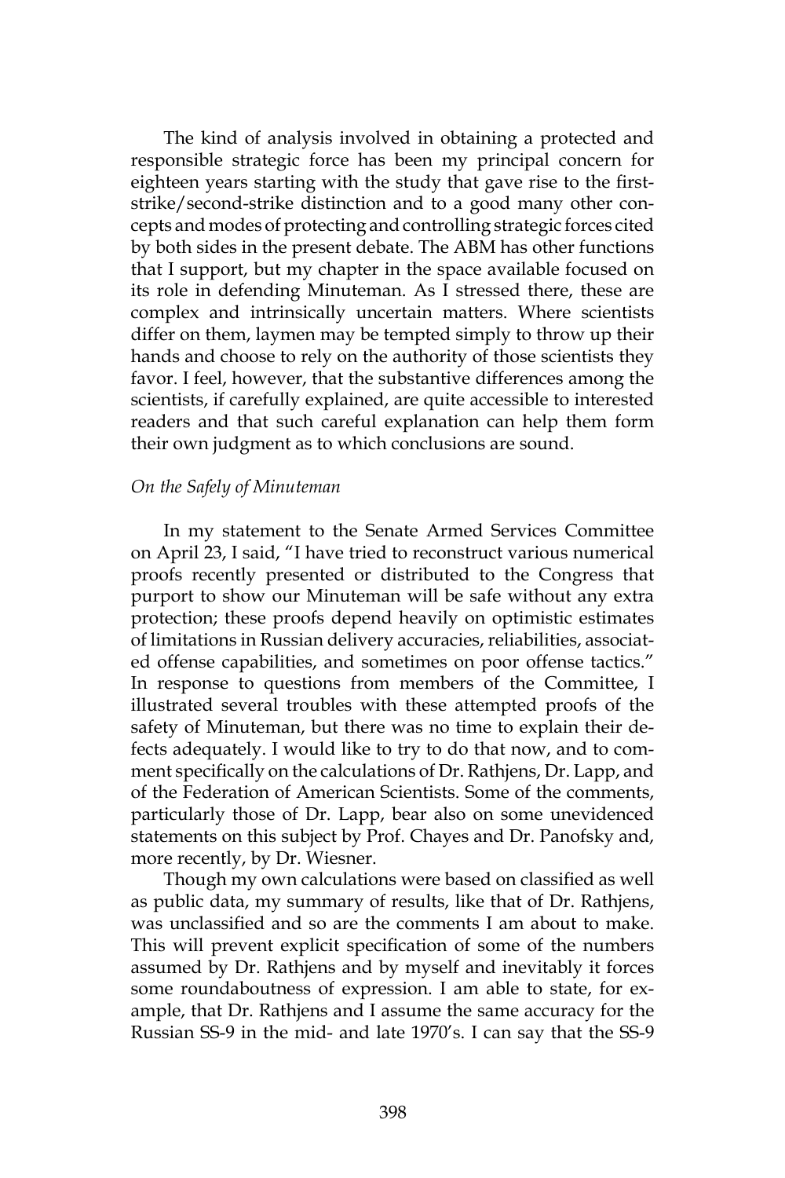The kind of analysis involved in obtaining a protected and responsible strategic force has been my principal concern for eighteen years starting with the study that gave rise to the first-strike/second-strike distinction and to a good many other concepts and modes of protecting and controlling strategic forces cited by both sides in the present debate. The ABM has other functions that I support, but my chapter in the space available focused on its role in defending Minuteman. As I stressed there, these are complex and intrinsically uncertain matters. Where scientists differ on them, laymen may be tempted simply to throw up their hands and choose to rely on the authority of those scientists they favor. I feel, however, that the substantive differences among the scientists, if carefully explained, are quite accessible to interested readers and that such careful explanation can help them form their own judgment as to which conclusions are sound.

*On the Safely of Minuteman*

In my statement to the Senate Armed Services Committee on April 23, I said, "I have tried to reconstruct various numerical proofs recently presented or distributed to the Congress that purport to show our Minuteman will be safe without any extra protection; these proofs depend heavily on optimistic estimates of limitations in Russian delivery accuracies, reliabilities, associated offense capabilities, and sometimes on poor offense tactics." In response to questions from members of the Committee, I illustrated several troubles with these attempted proofs of the safety of Minuteman, but there was no time to explain their defects adequately. I would like to try to do that now, and to comment specifically on the calculations of Dr. Rathjens, Dr. Lapp, and of the Federation of American Scientists. Some of the comments, particularly those of Dr. Lapp, bear also on some unevidenced statements on this subject by Prof. Chayes and Dr. Panofsky and, more recently, by Dr. Wiesner.

Though my own calculations were based on classified as well as public data, my summary of results, like that of Dr. Rathjens, was unclassified and so are the comments I am about to make. This will prevent explicit specification of some of the numbers assumed by Dr. Rathjens and by myself and inevitably it forces some roundaboutness of expression. I am able to state, for example, that Dr. Rathjens and I assume the same accuracy for the Russian SS-9 in the mid- and late 1970's. I can say that the SS-9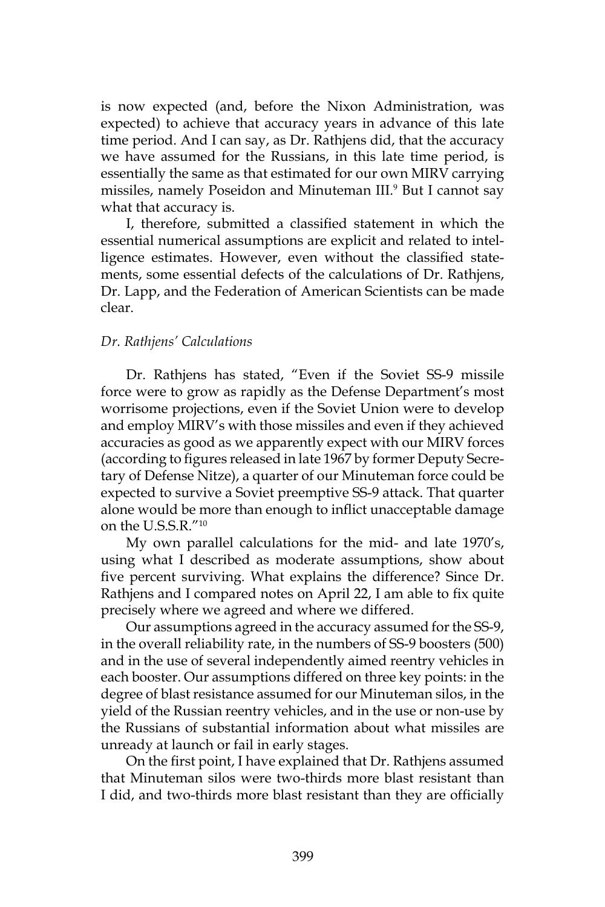is now expected (and, before the Nixon Administration, was expected) to achieve that accuracy years in advance of this late time period. And I can say, as Dr. Rathjens did, that the accuracy we have assumed for the Russians, in this late time period, is essentially the same as that estimated for our own MIRV carrying missiles, namely Poseidon and Minuteman III.[9] But I cannot say what that accuracy is.

I, therefore, submitted a classified statement in which the essential numerical assumptions are explicit and related to intelligence estimates. However, even without the classified statements, some essential defects of the calculations of Dr. Rathjens, Dr. Lapp, and the Federation of American Scientists can be made clear.

### *Dr. Rathjens' Calculations*

Dr. Rathjens has stated, "Even if the Soviet SS-9 missile force were to grow as rapidly as the Defense Department's most worrisome projections, even if the Soviet Union were to develop and employ MIRV's with those missiles and even if they achieved accuracies as good as we apparently expect with our MIRV forces (according to figures released in late 1967 by former Deputy Secretary of Defense Nitze), a quarter of our Minuteman force could be expected to survive a Soviet preemptive SS-9 attack. That quarter alone would be more than enough to inflict unacceptable damage on the U.S.S.R."[10]

My own parallel calculations for the mid- and late 1970's, using what I described as moderate assumptions, show about five percent surviving. What explains the difference? Since Dr. Rathjens and I compared notes on April 22, I am able to fix quite precisely where we agreed and where we differed.

Our assumptions agreed in the accuracy assumed for the SS-9, in the overall reliability rate, in the numbers of SS-9 boosters (500) and in the use of several independently aimed reentry vehicles in each booster. Our assumptions differed on three key points: in the degree of blast resistance assumed for our Minuteman silos, in the yield of the Russian reentry vehicles, and in the use or non-use by the Russians of substantial information about what missiles are unready at launch or fail in early stages.

On the first point, I have explained that Dr. Rathjens assumed that Minuteman silos were two-thirds more blast resistant than I did, and two-thirds more blast resistant than they are officially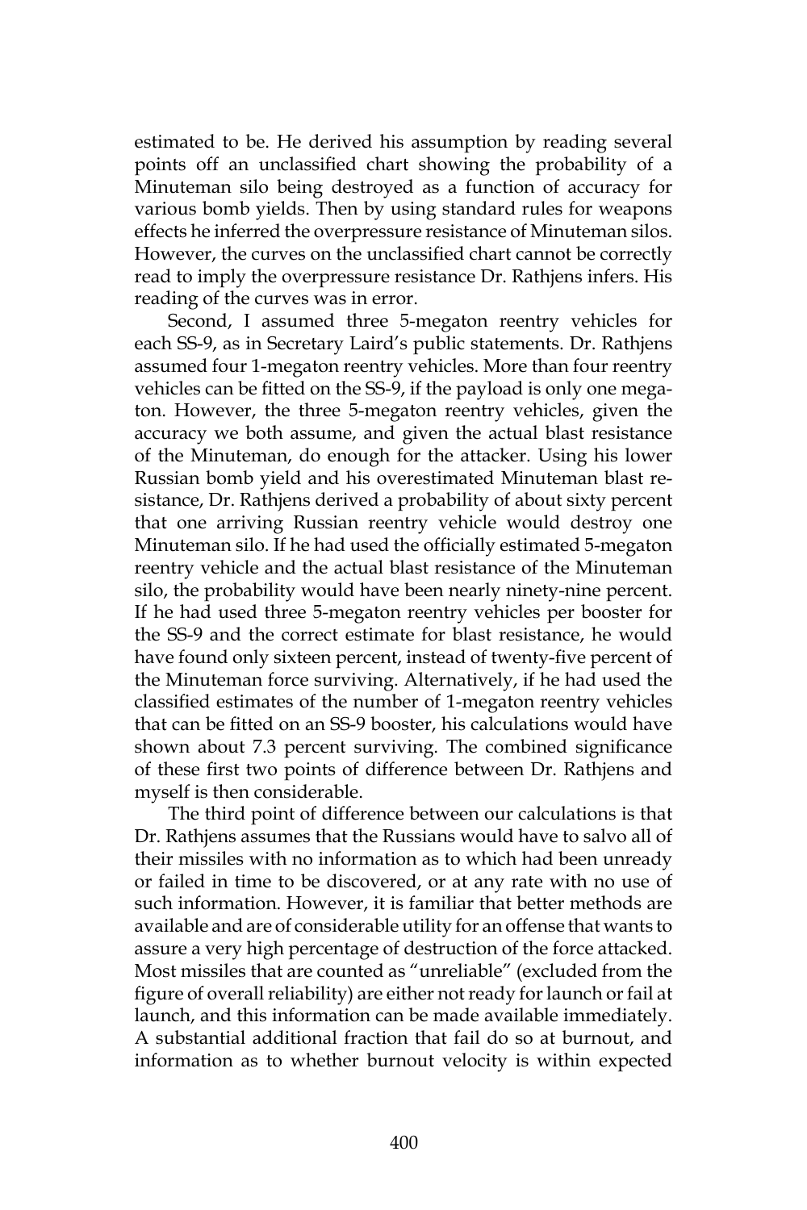estimated to be. He derived his assumption by reading several points off an unclassified chart showing the probability of a Minuteman silo being destroyed as a function of accuracy for various bomb yields. Then by using standard rules for weapons effects he inferred the overpressure resistance of Minuteman silos. However, the curves on the unclassified chart cannot be correctly read to imply the overpressure resistance Dr. Rathjens infers. His reading of the curves was in error.

Second, I assumed three 5-megaton reentry vehicles for each SS-9, as in Secretary Laird's public statements. Dr. Rathjens assumed four 1-megaton reentry vehicles. More than four reentry vehicles can be fitted on the SS-9, if the payload is only one megaton. However, the three 5-megaton reentry vehicles, given the accuracy we both assume, and given the actual blast resistance of the Minuteman, do enough for the attacker. Using his lower Russian bomb yield and his overestimated Minuteman blast resistance, Dr. Rathjens derived a probability of about sixty percent that one arriving Russian reentry vehicle would destroy one Minuteman silo. If he had used the officially estimated 5-megaton reentry vehicle and the actual blast resistance of the Minuteman silo, the probability would have been nearly ninety-nine percent. If he had used three 5-megaton reentry vehicles per booster for the SS-9 and the correct estimate for blast resistance, he would have found only sixteen percent, instead of twenty-five percent of the Minuteman force surviving. Alternatively, if he had used the classified estimates of the number of 1-megaton reentry vehicles that can be fitted on an SS-9 booster, his calculations would have shown about 7.3 percent surviving. The combined significance of these first two points of difference between Dr. Rathjens and myself is then considerable.

The third point of difference between our calculations is that Dr. Rathjens assumes that the Russians would have to salvo all of their missiles with no information as to which had been unready or failed in time to be discovered, or at any rate with no use of such information. However, it is familiar that better methods are available and are of considerable utility for an offense that wants to assure a very high percentage of destruction of the force attacked. Most missiles that are counted as "unreliable" (excluded from the figure of overall reliability) are either not ready for launch or fail at launch, and this information can be made available immediately. A substantial additional fraction that fail do so at burnout, and information as to whether burnout velocity is within expected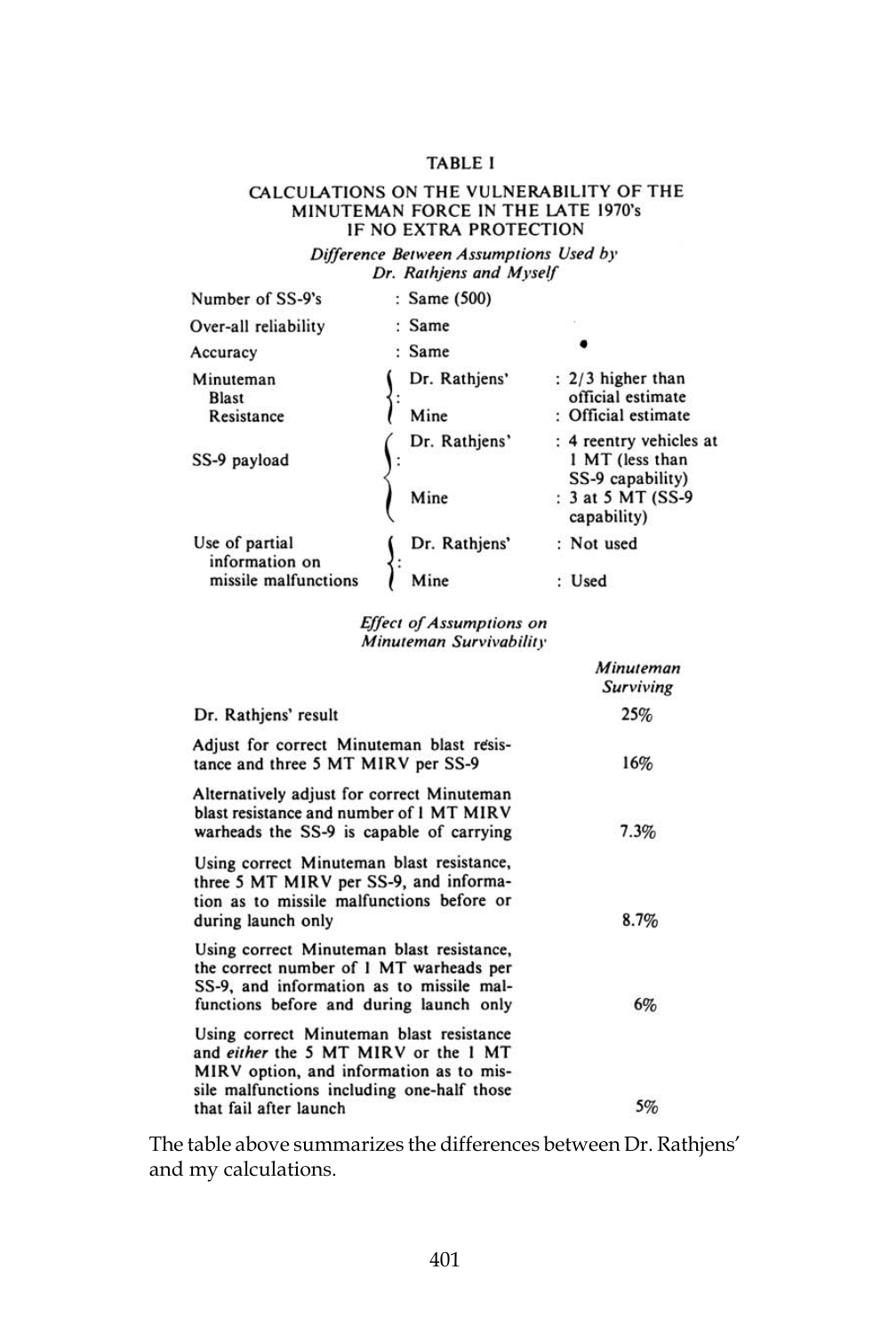**TABLE I**

**CALCULATIONS ON THE VULNERABILITY OF THE MINUTEMAN FORCE IN THE LATE 1970's IF NO EXTRA PROTECTION**

*Difference Between Assumptions Used by Dr. Rathjens and Myself*

| | | |
|---|---|---|
| Number of SS-9's | : Same (500) | |
| Over-all reliability | : Same | |
| Accuracy | : Same | |
| Minuteman Blast Resistance | Dr. Rathjens' | : 2/3 higher than official estimate |
| | Mine | : Official estimate |
| SS-9 payload | Dr. Rathjens' | : 4 reentry vehicles at 1 MT (less than SS-9 capability) |
| | Mine | : 3 at 5 MT (SS-9 capability) |
| Use of partial information on missile malfunctions | Dr. Rathjens' | : Not used |
| | Mine | : Used |

*Effect of Assumptions on Minuteman Survivability*

| | *Minuteman Surviving* |
|---|---|
| Dr. Rathjens' result | 25% |
| Adjust for correct Minuteman blast resistance and three 5 MT MIRV per SS-9 | 16% |
| Alternatively adjust for correct Minuteman blast resistance and number of 1 MT MIRV warheads the SS-9 is capable of carrying | 7.3% |
| Using correct Minuteman blast resistance, three 5 MT MIRV per SS-9, and information as to missile malfunctions before or during launch only | 8.7% |
| Using correct Minuteman blast resistance, the correct number of 1 MT warheads per SS-9, and information as to missile malfunctions before and during launch only | 6% |
| Using correct Minuteman blast resistance and *either* the 5 MT MIRV or the 1 MT MIRV option, and information as to missile malfunctions including one-half those that fail after launch | 5% |

The table above summarizes the differences between Dr. Rathjens' and my calculations.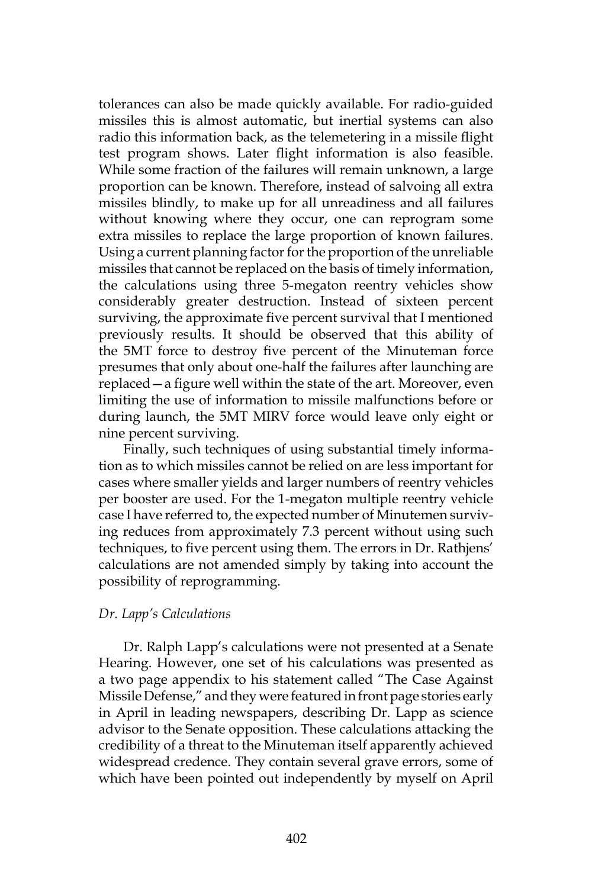tolerances can also be made quickly available. For radio-guided missiles this is almost automatic, but inertial systems can also radio this information back, as the telemetering in a missile flight test program shows. Later flight information is also feasible. While some fraction of the failures will remain unknown, a large proportion can be known. Therefore, instead of salvoing all extra missiles blindly, to make up for all unreadiness and all failures without knowing where they occur, one can reprogram some extra missiles to replace the large proportion of known failures. Using a current planning factor for the proportion of the unreliable missiles that cannot be replaced on the basis of timely information, the calculations using three 5-megaton reentry vehicles show considerably greater destruction. Instead of sixteen percent surviving, the approximate five percent survival that I mentioned previously results. It should be observed that this ability of the 5MT force to destroy five percent of the Minuteman force presumes that only about one-half the failures after launching are replaced—a figure well within the state of the art. Moreover, even limiting the use of information to missile malfunctions before or during launch, the 5MT MIRV force would leave only eight or nine percent surviving.

Finally, such techniques of using substantial timely information as to which missiles cannot be relied on are less important for cases where smaller yields and larger numbers of reentry vehicles per booster are used. For the 1-megaton multiple reentry vehicle case I have referred to, the expected number of Minutemen surviving reduces from approximately 7.3 percent without using such techniques, to five percent using them. The errors in Dr. Rathjens' calculations are not amended simply by taking into account the possibility of reprogramming.

### *Dr. Lapp's Calculations*

Dr. Ralph Lapp's calculations were not presented at a Senate Hearing. However, one set of his calculations was presented as a two page appendix to his statement called "The Case Against Missile Defense," and they were featured in front page stories early in April in leading newspapers, describing Dr. Lapp as science advisor to the Senate opposition. These calculations attacking the credibility of a threat to the Minuteman itself apparently achieved widespread credence. They contain several grave errors, some of which have been pointed out independently by myself on April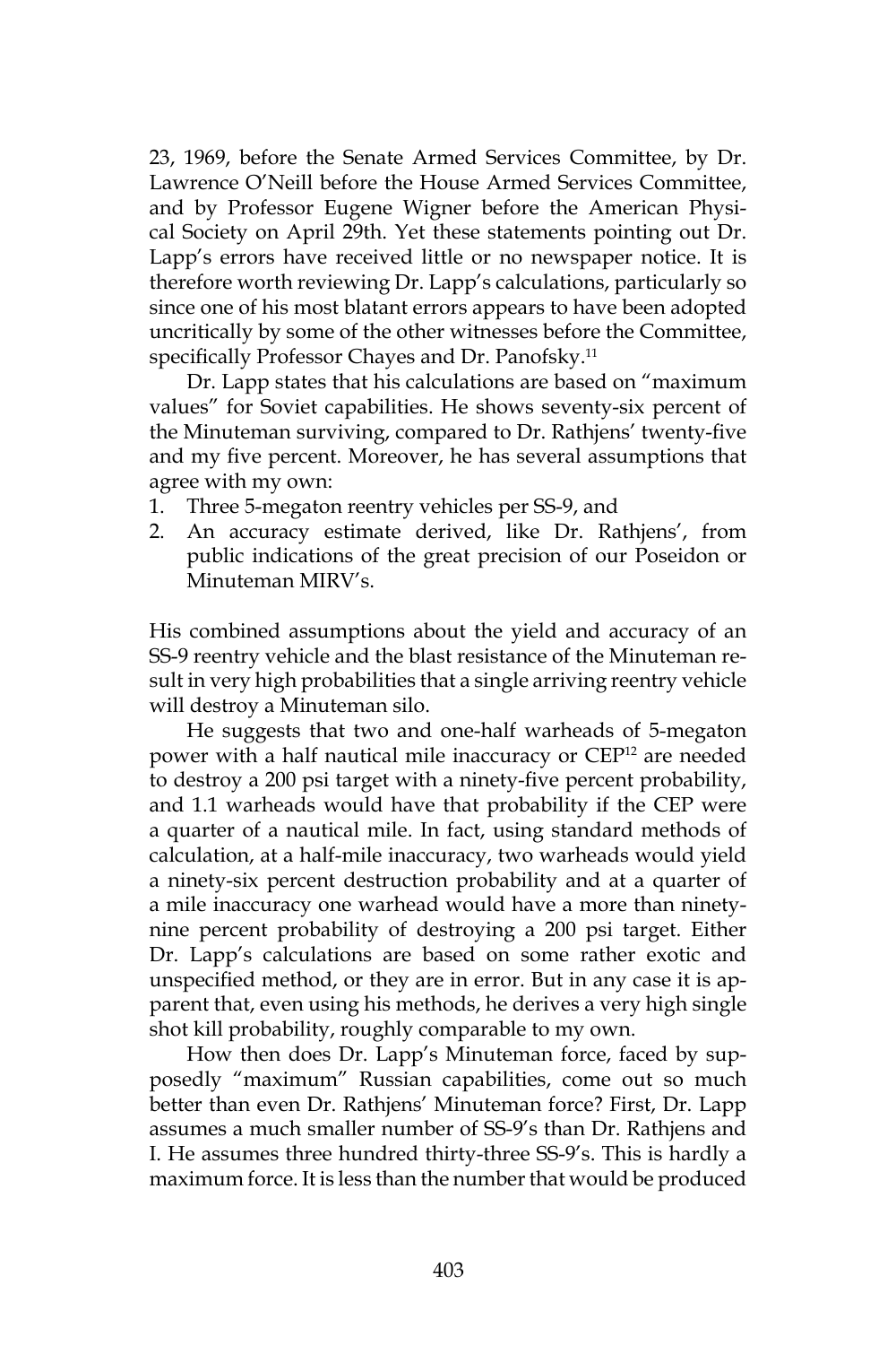23, 1969, before the Senate Armed Services Committee, by Dr. Lawrence O'Neill before the House Armed Services Committee, and by Professor Eugene Wigner before the American Physical Society on April 29th. Yet these statements pointing out Dr. Lapp's errors have received little or no newspaper notice. It is therefore worth reviewing Dr. Lapp's calculations, particularly so since one of his most blatant errors appears to have been adopted uncritically by some of the other witnesses before the Committee, specifically Professor Chayes and Dr. Panofsky.[11]

Dr. Lapp states that his calculations are based on "maximum values" for Soviet capabilities. He shows seventy-six percent of the Minuteman surviving, compared to Dr. Rathjens' twenty-five and my five percent. Moreover, he has several assumptions that agree with my own:

1. Three 5-megaton reentry vehicles per SS-9, and
2. An accuracy estimate derived, like Dr. Rathjens', from public indications of the great precision of our Poseidon or Minuteman MIRV's.

His combined assumptions about the yield and accuracy of an SS-9 reentry vehicle and the blast resistance of the Minuteman result in very high probabilities that a single arriving reentry vehicle will destroy a Minuteman silo.

He suggests that two and one-half warheads of 5-megaton power with a half nautical mile inaccuracy or CEP[12] are needed to destroy a 200 psi target with a ninety-five percent probability, and 1.1 warheads would have that probability if the CEP were a quarter of a nautical mile. In fact, using standard methods of calculation, at a half-mile inaccuracy, two warheads would yield a ninety-six percent destruction probability and at a quarter of a mile inaccuracy one warhead would have a more than ninety-nine percent probability of destroying a 200 psi target. Either Dr. Lapp's calculations are based on some rather exotic and unspecified method, or they are in error. But in any case it is apparent that, even using his methods, he derives a very high single shot kill probability, roughly comparable to my own.

How then does Dr. Lapp's Minuteman force, faced by supposedly "maximum" Russian capabilities, come out so much better than even Dr. Rathjens' Minuteman force? First, Dr. Lapp assumes a much smaller number of SS-9's than Dr. Rathjens and I. He assumes three hundred thirty-three SS-9's. This is hardly a maximum force. It is less than the number that would be produced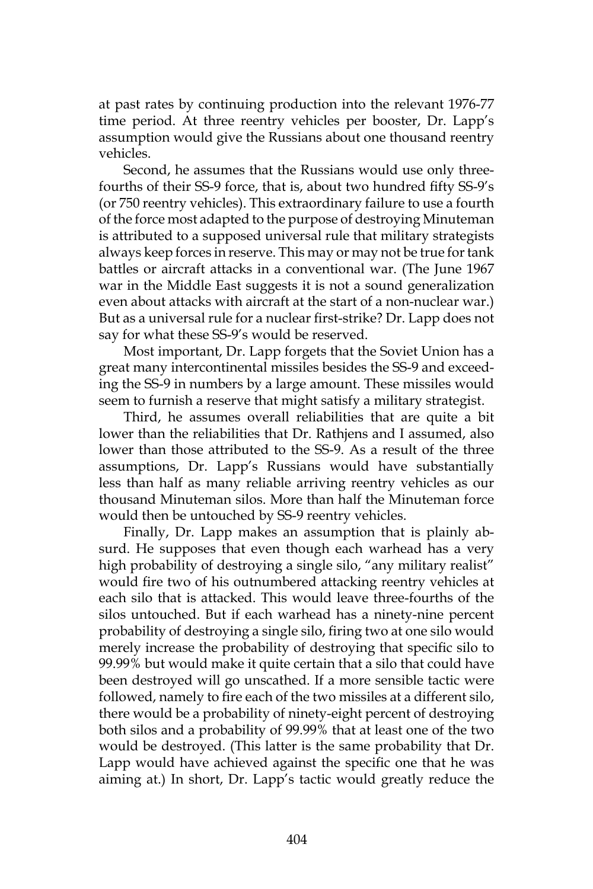at past rates by continuing production into the relevant 1976-77 time period. At three reentry vehicles per booster, Dr. Lapp's assumption would give the Russians about one thousand reentry vehicles.

Second, he assumes that the Russians would use only three-fourths of their SS-9 force, that is, about two hundred fifty SS-9's (or 750 reentry vehicles). This extraordinary failure to use a fourth of the force most adapted to the purpose of destroying Minuteman is attributed to a supposed universal rule that military strategists always keep forces in reserve. This may or may not be true for tank battles or aircraft attacks in a conventional war. (The June 1967 war in the Middle East suggests it is not a sound generalization even about attacks with aircraft at the start of a non-nuclear war.) But as a universal rule for a nuclear first-strike? Dr. Lapp does not say for what these SS-9's would be reserved.

Most important, Dr. Lapp forgets that the Soviet Union has a great many intercontinental missiles besides the SS-9 and exceeding the SS-9 in numbers by a large amount. These missiles would seem to furnish a reserve that might satisfy a military strategist.

Third, he assumes overall reliabilities that are quite a bit lower than the reliabilities that Dr. Rathjens and I assumed, also lower than those attributed to the SS-9. As a result of the three assumptions, Dr. Lapp's Russians would have substantially less than half as many reliable arriving reentry vehicles as our thousand Minuteman silos. More than half the Minuteman force would then be untouched by SS-9 reentry vehicles.

Finally, Dr. Lapp makes an assumption that is plainly absurd. He supposes that even though each warhead has a very high probability of destroying a single silo, "any military realist" would fire two of his outnumbered attacking reentry vehicles at each silo that is attacked. This would leave three-fourths of the silos untouched. But if each warhead has a ninety-nine percent probability of destroying a single silo, firing two at one silo would merely increase the probability of destroying that specific silo to 99.99% but would make it quite certain that a silo that could have been destroyed will go unscathed. If a more sensible tactic were followed, namely to fire each of the two missiles at a different silo, there would be a probability of ninety-eight percent of destroying both silos and a probability of 99.99% that at least one of the two would be destroyed. (This latter is the same probability that Dr. Lapp would have achieved against the specific one that he was aiming at.) In short, Dr. Lapp's tactic would greatly reduce the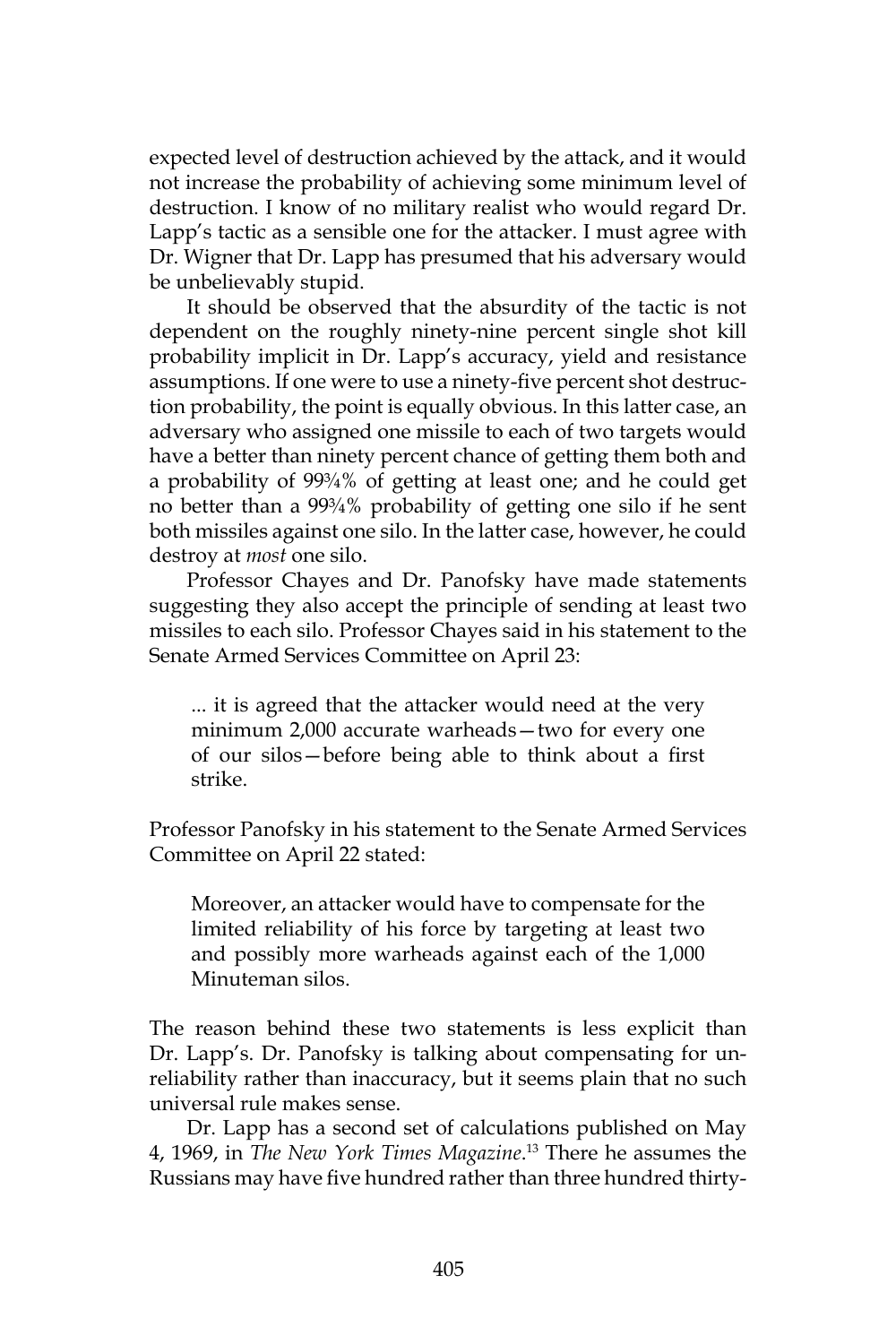expected level of destruction achieved by the attack, and it would not increase the probability of achieving some minimum level of destruction. I know of no military realist who would regard Dr. Lapp's tactic as a sensible one for the attacker. I must agree with Dr. Wigner that Dr. Lapp has presumed that his adversary would be unbelievably stupid.

It should be observed that the absurdity of the tactic is not dependent on the roughly ninety-nine percent single shot kill probability implicit in Dr. Lapp's accuracy, yield and resistance assumptions. If one were to use a ninety-five percent shot destruction probability, the point is equally obvious. In this latter case, an adversary who assigned one missile to each of two targets would have a better than ninety percent chance of getting them both and a probability of 99¾% of getting at least one; and he could get no better than a 99¾% probability of getting one silo if he sent both missiles against one silo. In the latter case, however, he could destroy at *most* one silo.

Professor Chayes and Dr. Panofsky have made statements suggesting they also accept the principle of sending at least two missiles to each silo. Professor Chayes said in his statement to the Senate Armed Services Committee on April 23:

> ... it is agreed that the attacker would need at the very minimum 2,000 accurate warheads—two for every one of our silos—before being able to think about a first strike.

Professor Panofsky in his statement to the Senate Armed Services Committee on April 22 stated:

> Moreover, an attacker would have to compensate for the limited reliability of his force by targeting at least two and possibly more warheads against each of the 1,000 Minuteman silos.

The reason behind these two statements is less explicit than Dr. Lapp's. Dr. Panofsky is talking about compensating for unreliability rather than inaccuracy, but it seems plain that no such universal rule makes sense.

Dr. Lapp has a second set of calculations published on May 4, 1969, in *The New York Times Magazine*.[13] There he assumes the Russians may have five hundred rather than three hundred thirty-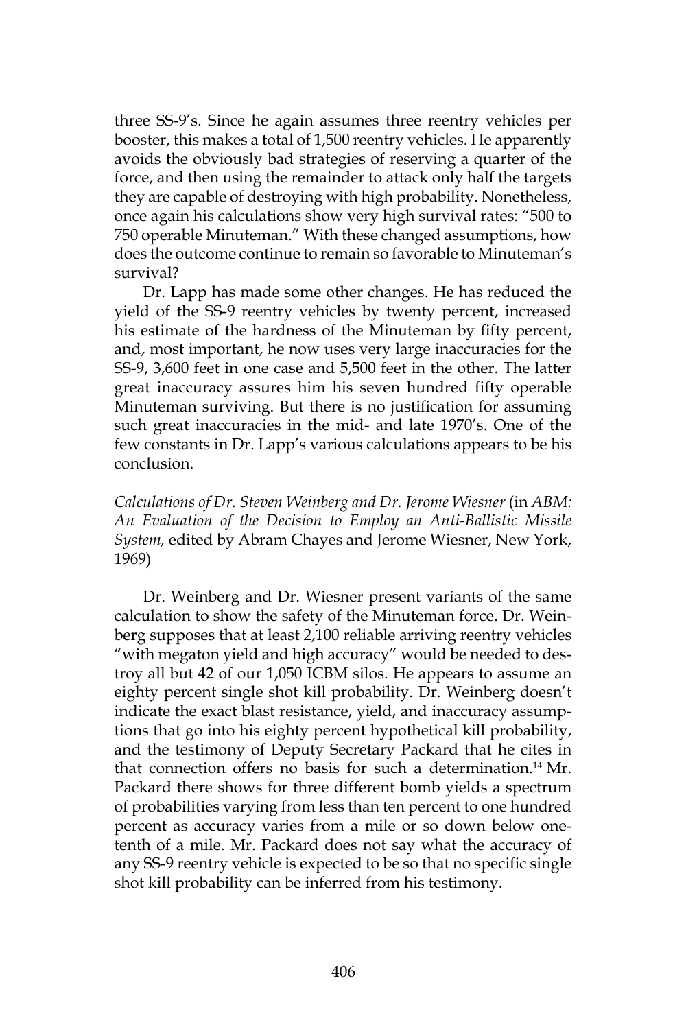three SS-9's. Since he again assumes three reentry vehicles per booster, this makes a total of 1,500 reentry vehicles. He apparently avoids the obviously bad strategies of reserving a quarter of the force, and then using the remainder to attack only half the targets they are capable of destroying with high probability. Nonetheless, once again his calculations show very high survival rates: "500 to 750 operable Minuteman." With these changed assumptions, how does the outcome continue to remain so favorable to Minuteman's survival?

Dr. Lapp has made some other changes. He has reduced the yield of the SS-9 reentry vehicles by twenty percent, increased his estimate of the hardness of the Minuteman by fifty percent, and, most important, he now uses very large inaccuracies for the SS-9, 3,600 feet in one case and 5,500 feet in the other. The latter great inaccuracy assures him his seven hundred fifty operable Minuteman surviving. But there is no justification for assuming such great inaccuracies in the mid- and late 1970's. One of the few constants in Dr. Lapp's various calculations appears to be his conclusion.

*Calculations of Dr. Steven Weinberg and Dr. Jerome Wiesner* (in *ABM: An Evaluation of the Decision to Employ an Anti-Ballistic Missile System,* edited by Abram Chayes and Jerome Wiesner, New York, 1969)

Dr. Weinberg and Dr. Wiesner present variants of the same calculation to show the safety of the Minuteman force. Dr. Weinberg supposes that at least 2,100 reliable arriving reentry vehicles "with megaton yield and high accuracy" would be needed to destroy all but 42 of our 1,050 ICBM silos. He appears to assume an eighty percent single shot kill probability. Dr. Weinberg doesn't indicate the exact blast resistance, yield, and inaccuracy assumptions that go into his eighty percent hypothetical kill probability, and the testimony of Deputy Secretary Packard that he cites in that connection offers no basis for such a determination.[14] Mr. Packard there shows for three different bomb yields a spectrum of probabilities varying from less than ten percent to one hundred percent as accuracy varies from a mile or so down below one-tenth of a mile. Mr. Packard does not say what the accuracy of any SS-9 reentry vehicle is expected to be so that no specific single shot kill probability can be inferred from his testimony.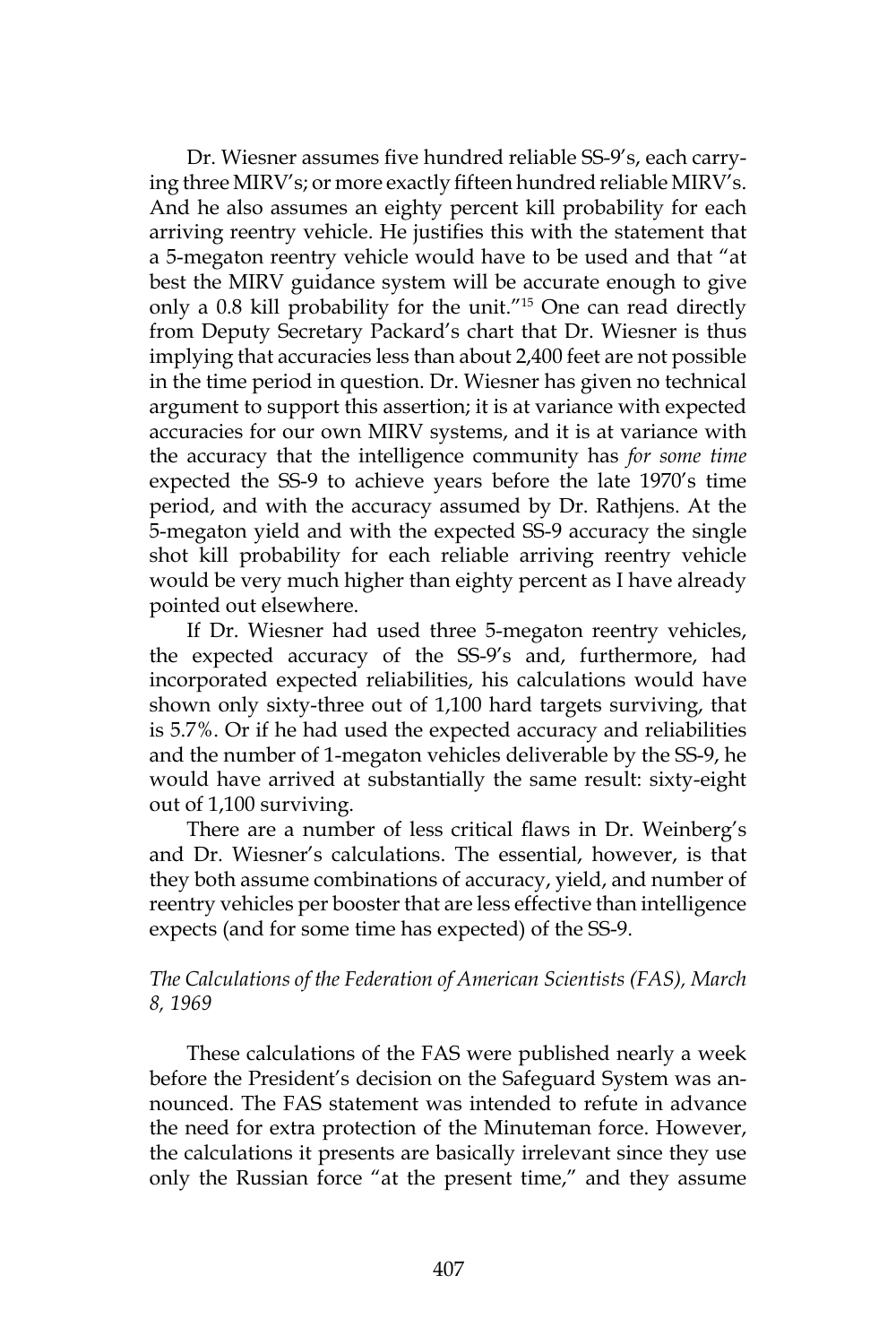Dr. Wiesner assumes five hundred reliable SS-9's, each carrying three MIRV's; or more exactly fifteen hundred reliable MIRV's. And he also assumes an eighty percent kill probability for each arriving reentry vehicle. He justifies this with the statement that a 5-megaton reentry vehicle would have to be used and that "at best the MIRV guidance system will be accurate enough to give only a 0.8 kill probability for the unit."[15] One can read directly from Deputy Secretary Packard's chart that Dr. Wiesner is thus implying that accuracies less than about 2,400 feet are not possible in the time period in question. Dr. Wiesner has given no technical argument to support this assertion; it is at variance with expected accuracies for our own MIRV systems, and it is at variance with the accuracy that the intelligence community has *for some time* expected the SS-9 to achieve years before the late 1970's time period, and with the accuracy assumed by Dr. Rathjens. At the 5-megaton yield and with the expected SS-9 accuracy the single shot kill probability for each reliable arriving reentry vehicle would be very much higher than eighty percent as I have already pointed out elsewhere.

If Dr. Wiesner had used three 5-megaton reentry vehicles, the expected accuracy of the SS-9's and, furthermore, had incorporated expected reliabilities, his calculations would have shown only sixty-three out of 1,100 hard targets surviving, that is 5.7%. Or if he had used the expected accuracy and reliabilities and the number of 1-megaton vehicles deliverable by the SS-9, he would have arrived at substantially the same result: sixty-eight out of 1,100 surviving.

There are a number of less critical flaws in Dr. Weinberg's and Dr. Wiesner's calculations. The essential, however, is that they both assume combinations of accuracy, yield, and number of reentry vehicles per booster that are less effective than intelligence expects (and for some time has expected) of the SS-9.

### *The Calculations of the Federation of American Scientists (FAS), March 8, 1969*

These calculations of the FAS were published nearly a week before the President's decision on the Safeguard System was announced. The FAS statement was intended to refute in advance the need for extra protection of the Minuteman force. However, the calculations it presents are basically irrelevant since they use only the Russian force "at the present time," and they assume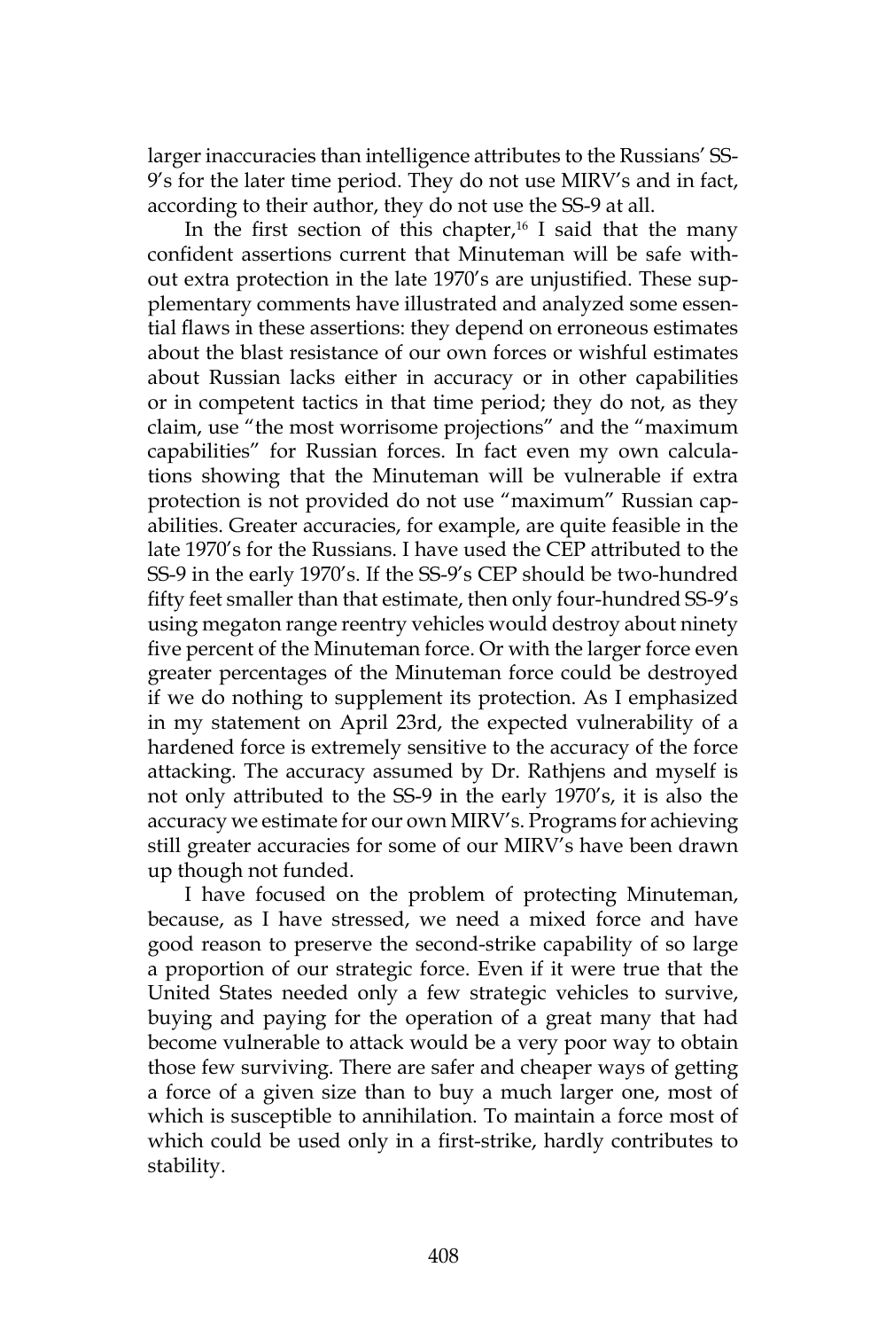larger inaccuracies than intelligence attributes to the Russians' SS-9's for the later time period. They do not use MIRV's and in fact, according to their author, they do not use the SS-9 at all.

In the first section of this chapter,[16] I said that the many confident assertions current that Minuteman will be safe without extra protection in the late 1970's are unjustified. These supplementary comments have illustrated and analyzed some essential flaws in these assertions: they depend on erroneous estimates about the blast resistance of our own forces or wishful estimates about Russian lacks either in accuracy or in other capabilities or in competent tactics in that time period; they do not, as they claim, use "the most worrisome projections" and the "maximum capabilities" for Russian forces. In fact even my own calculations showing that the Minuteman will be vulnerable if extra protection is not provided do not use "maximum" Russian capabilities. Greater accuracies, for example, are quite feasible in the late 1970's for the Russians. I have used the CEP attributed to the SS-9 in the early 1970's. If the SS-9's CEP should be two-hundred fifty feet smaller than that estimate, then only four-hundred SS-9's using megaton range reentry vehicles would destroy about ninety five percent of the Minuteman force. Or with the larger force even greater percentages of the Minuteman force could be destroyed if we do nothing to supplement its protection. As I emphasized in my statement on April 23rd, the expected vulnerability of a hardened force is extremely sensitive to the accuracy of the force attacking. The accuracy assumed by Dr. Rathjens and myself is not only attributed to the SS-9 in the early 1970's, it is also the accuracy we estimate for our own MIRV's. Programs for achieving still greater accuracies for some of our MIRV's have been drawn up though not funded.

I have focused on the problem of protecting Minuteman, because, as I have stressed, we need a mixed force and have good reason to preserve the second-strike capability of so large a proportion of our strategic force. Even if it were true that the United States needed only a few strategic vehicles to survive, buying and paying for the operation of a great many that had become vulnerable to attack would be a very poor way to obtain those few surviving. There are safer and cheaper ways of getting a force of a given size than to buy a much larger one, most of which is susceptible to annihilation. To maintain a force most of which could be used only in a first-strike, hardly contributes to stability.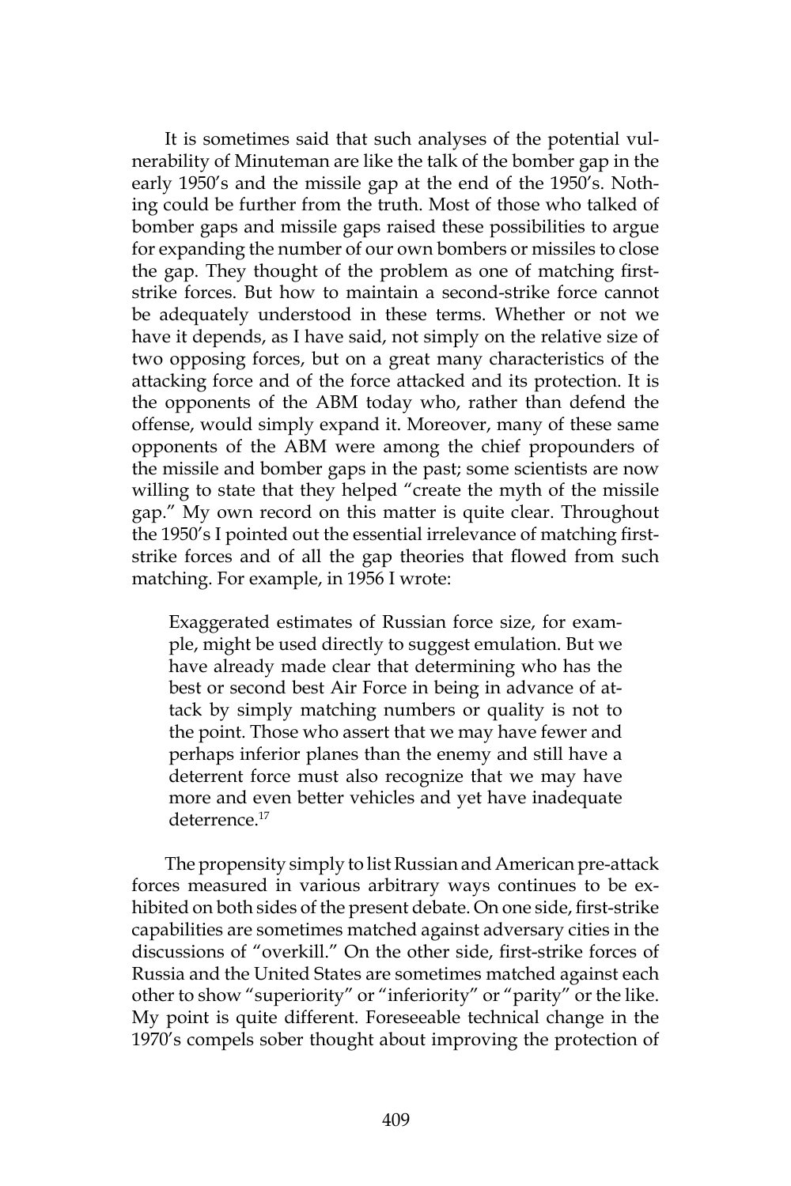It is sometimes said that such analyses of the potential vulnerability of Minuteman are like the talk of the bomber gap in the early 1950's and the missile gap at the end of the 1950's. Nothing could be further from the truth. Most of those who talked of bomber gaps and missile gaps raised these possibilities to argue for expanding the number of our own bombers or missiles to close the gap. They thought of the problem as one of matching first-strike forces. But how to maintain a second-strike force cannot be adequately understood in these terms. Whether or not we have it depends, as I have said, not simply on the relative size of two opposing forces, but on a great many characteristics of the attacking force and of the force attacked and its protection. It is the opponents of the ABM today who, rather than defend the offense, would simply expand it. Moreover, many of these same opponents of the ABM were among the chief propounders of the missile and bomber gaps in the past; some scientists are now willing to state that they helped "create the myth of the missile gap." My own record on this matter is quite clear. Throughout the 1950's I pointed out the essential irrelevance of matching first-strike forces and of all the gap theories that flowed from such matching. For example, in 1956 I wrote:

> Exaggerated estimates of Russian force size, for example, might be used directly to suggest emulation. But we have already made clear that determining who has the best or second best Air Force in being in advance of attack by simply matching numbers or quality is not to the point. Those who assert that we may have fewer and perhaps inferior planes than the enemy and still have a deterrent force must also recognize that we may have more and even better vehicles and yet have inadequate deterrence.[17]

The propensity simply to list Russian and American pre-attack forces measured in various arbitrary ways continues to be exhibited on both sides of the present debate. On one side, first-strike capabilities are sometimes matched against adversary cities in the discussions of "overkill." On the other side, first-strike forces of Russia and the United States are sometimes matched against each other to show "superiority" or "inferiority" or "parity" or the like. My point is quite different. Foreseeable technical change in the 1970's compels sober thought about improving the protection of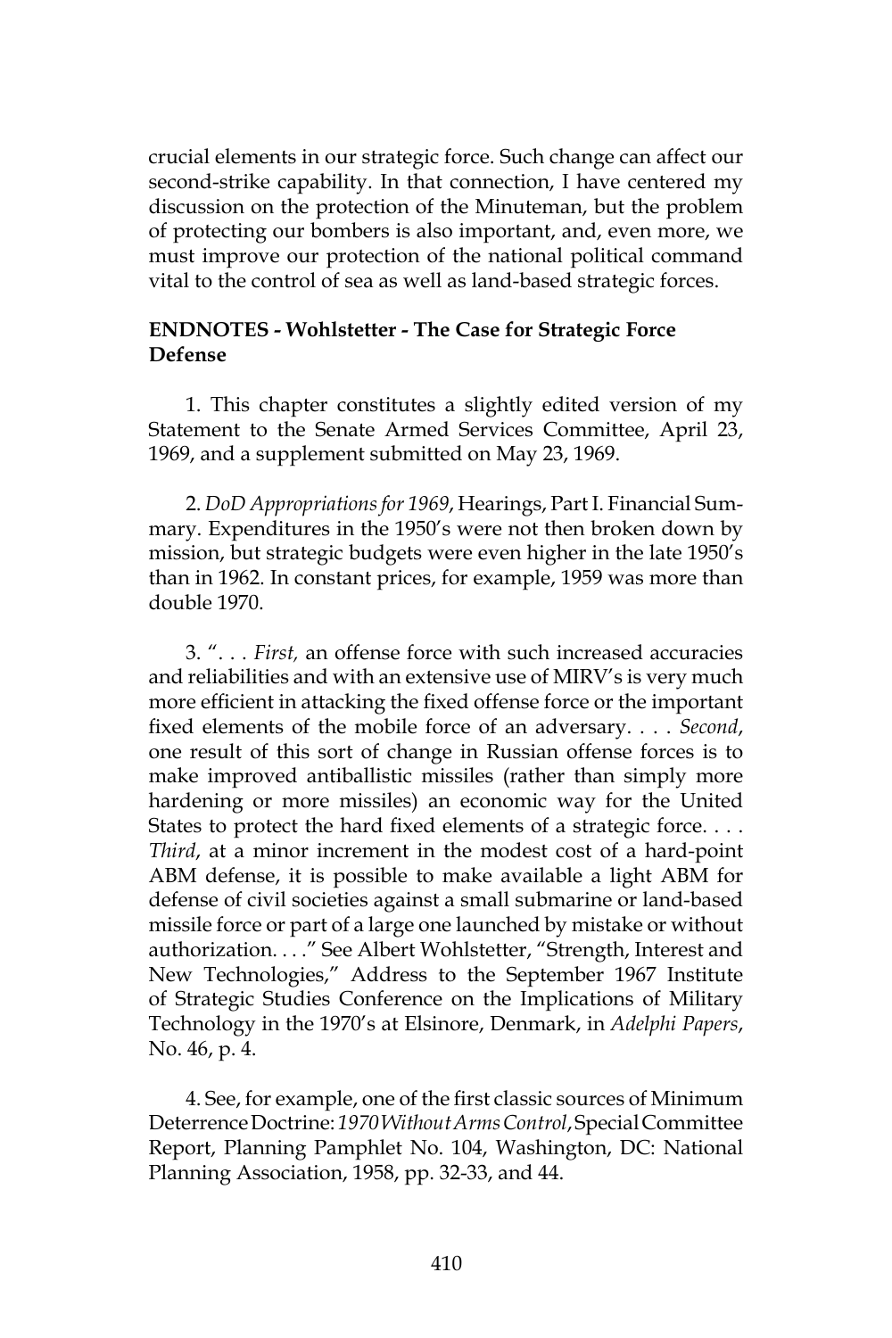crucial elements in our strategic force. Such change can affect our second-strike capability. In that connection, I have centered my discussion on the protection of the Minuteman, but the problem of protecting our bombers is also important, and, even more, we must improve our protection of the national political command vital to the control of sea as well as land-based strategic forces.

**ENDNOTES - Wohlstetter - The Case for Strategic Force Defense**

1. This chapter constitutes a slightly edited version of my Statement to the Senate Armed Services Committee, April 23, 1969, and a supplement submitted on May 23, 1969.

2. *DoD Appropriations for 1969*, Hearings, Part I. Financial Summary. Expenditures in the 1950's were not then broken down by mission, but strategic budgets were even higher in the late 1950's than in 1962. In constant prices, for example, 1959 was more than double 1970.

3. ". . . *First,* an offense force with such increased accuracies and reliabilities and with an extensive use of MIRV's is very much more efficient in attacking the fixed offense force or the important fixed elements of the mobile force of an adversary. . . . *Second*, one result of this sort of change in Russian offense forces is to make improved antiballistic missiles (rather than simply more hardening or more missiles) an economic way for the United States to protect the hard fixed elements of a strategic force. . . . *Third*, at a minor increment in the modest cost of a hard-point ABM defense, it is possible to make available a light ABM for defense of civil societies against a small submarine or land-based missile force or part of a large one launched by mistake or without authorization. . . ." See Albert Wohlstetter, "Strength, Interest and New Technologies," Address to the September 1967 Institute of Strategic Studies Conference on the Implications of Military Technology in the 1970's at Elsinore, Denmark, in *Adelphi Papers*, No. 46, p. 4.

4. See, for example, one of the first classic sources of Minimum Deterrence Doctrine: *1970 Without Arms Control*, Special Committee Report, Planning Pamphlet No. 104, Washington, DC: National Planning Association, 1958, pp. 32-33, and 44.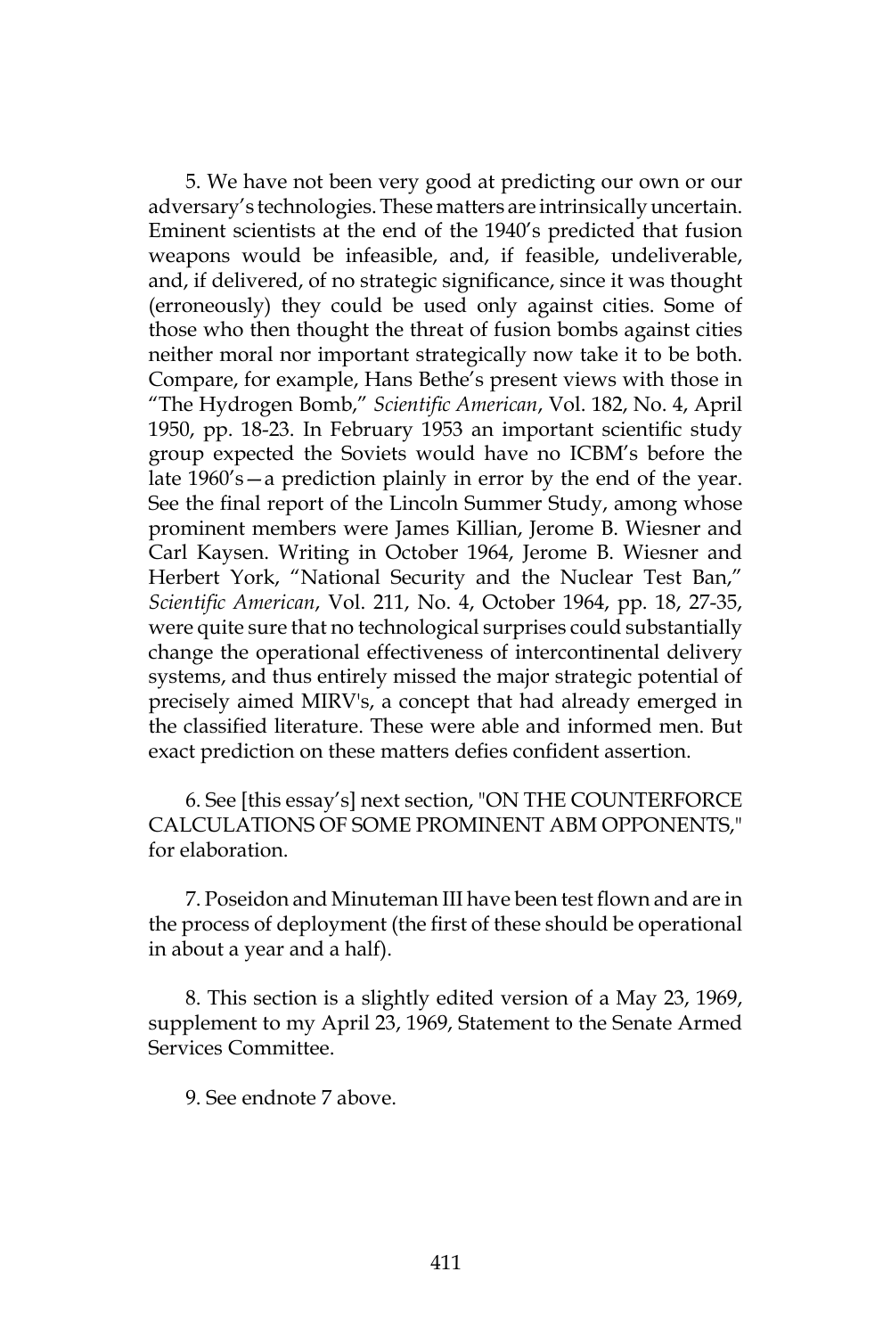5. We have not been very good at predicting our own or our adversary's technologies. These matters are intrinsically uncertain. Eminent scientists at the end of the 1940's predicted that fusion weapons would be infeasible, and, if feasible, undeliverable, and, if delivered, of no strategic significance, since it was thought (erroneously) they could be used only against cities. Some of those who then thought the threat of fusion bombs against cities neither moral nor important strategically now take it to be both. Compare, for example, Hans Bethe's present views with those in "The Hydrogen Bomb," *Scientific American*, Vol. 182, No. 4, April 1950, pp. 18-23. In February 1953 an important scientific study group expected the Soviets would have no ICBM's before the late 1960's—a prediction plainly in error by the end of the year. See the final report of the Lincoln Summer Study, among whose prominent members were James Killian, Jerome B. Wiesner and Carl Kaysen. Writing in October 1964, Jerome B. Wiesner and Herbert York, "National Security and the Nuclear Test Ban," *Scientific American*, Vol. 211, No. 4, October 1964, pp. 18, 27-35, were quite sure that no technological surprises could substantially change the operational effectiveness of intercontinental delivery systems, and thus entirely missed the major strategic potential of precisely aimed MIRV's, a concept that had already emerged in the classified literature. These were able and informed men. But exact prediction on these matters defies confident assertion.

6. See [this essay's] next section, "ON THE COUNTERFORCE CALCULATIONS OF SOME PROMINENT ABM OPPONENTS," for elaboration.

7. Poseidon and Minuteman III have been test flown and are in the process of deployment (the first of these should be operational in about a year and a half).

8. This section is a slightly edited version of a May 23, 1969, supplement to my April 23, 1969, Statement to the Senate Armed Services Committee.

9. See endnote 7 above.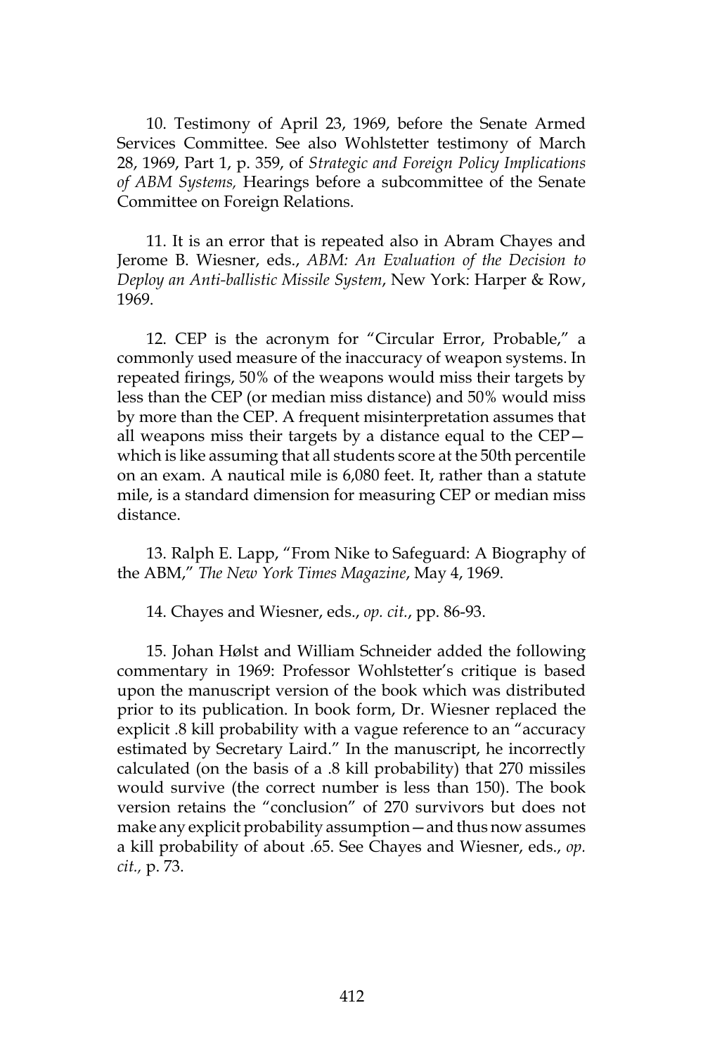10. Testimony of April 23, 1969, before the Senate Armed Services Committee. See also Wohlstetter testimony of March 28, 1969, Part 1, p. 359, of *Strategic and Foreign Policy Implications of ABM Systems,* Hearings before a subcommittee of the Senate Committee on Foreign Relations.

11. It is an error that is repeated also in Abram Chayes and Jerome B. Wiesner, eds., *ABM: An Evaluation of the Decision to Deploy an Anti-ballistic Missile System*, New York: Harper & Row, 1969.

12. CEP is the acronym for "Circular Error, Probable," a commonly used measure of the inaccuracy of weapon systems. In repeated firings, 50% of the weapons would miss their targets by less than the CEP (or median miss distance) and 50% would miss by more than the CEP. A frequent misinterpretation assumes that all weapons miss their targets by a distance equal to the CEP—which is like assuming that all students score at the 50th percentile on an exam. A nautical mile is 6,080 feet. It, rather than a statute mile, is a standard dimension for measuring CEP or median miss distance.

13. Ralph E. Lapp, "From Nike to Safeguard: A Biography of the ABM," *The New York Times Magazine*, May 4, 1969.

14. Chayes and Wiesner, eds., *op. cit.*, pp. 86-93.

15. Johan Hølst and William Schneider added the following commentary in 1969: Professor Wohlstetter's critique is based upon the manuscript version of the book which was distributed prior to its publication. In book form, Dr. Wiesner replaced the explicit .8 kill probability with a vague reference to an "accuracy estimated by Secretary Laird." In the manuscript, he incorrectly calculated (on the basis of a .8 kill probability) that 270 missiles would survive (the correct number is less than 150). The book version retains the "conclusion" of 270 survivors but does not make any explicit probability assumption—and thus now assumes a kill probability of about .65. See Chayes and Wiesner, eds., *op. cit.,* p. 73.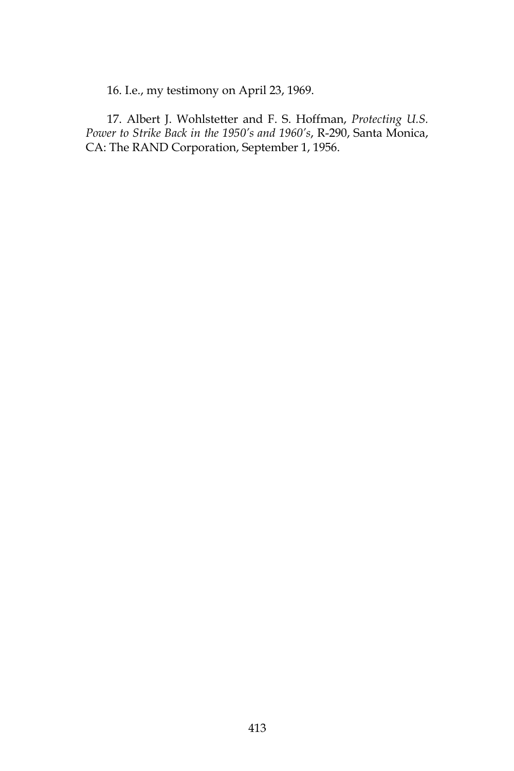16. I.e., my testimony on April 23, 1969.

17. Albert J. Wohlstetter and F. S. Hoffman, *Protecting U.S. Power to Strike Back in the 1950's and 1960's*, R-290, Santa Monica, CA: The RAND Corporation, September 1, 1956.